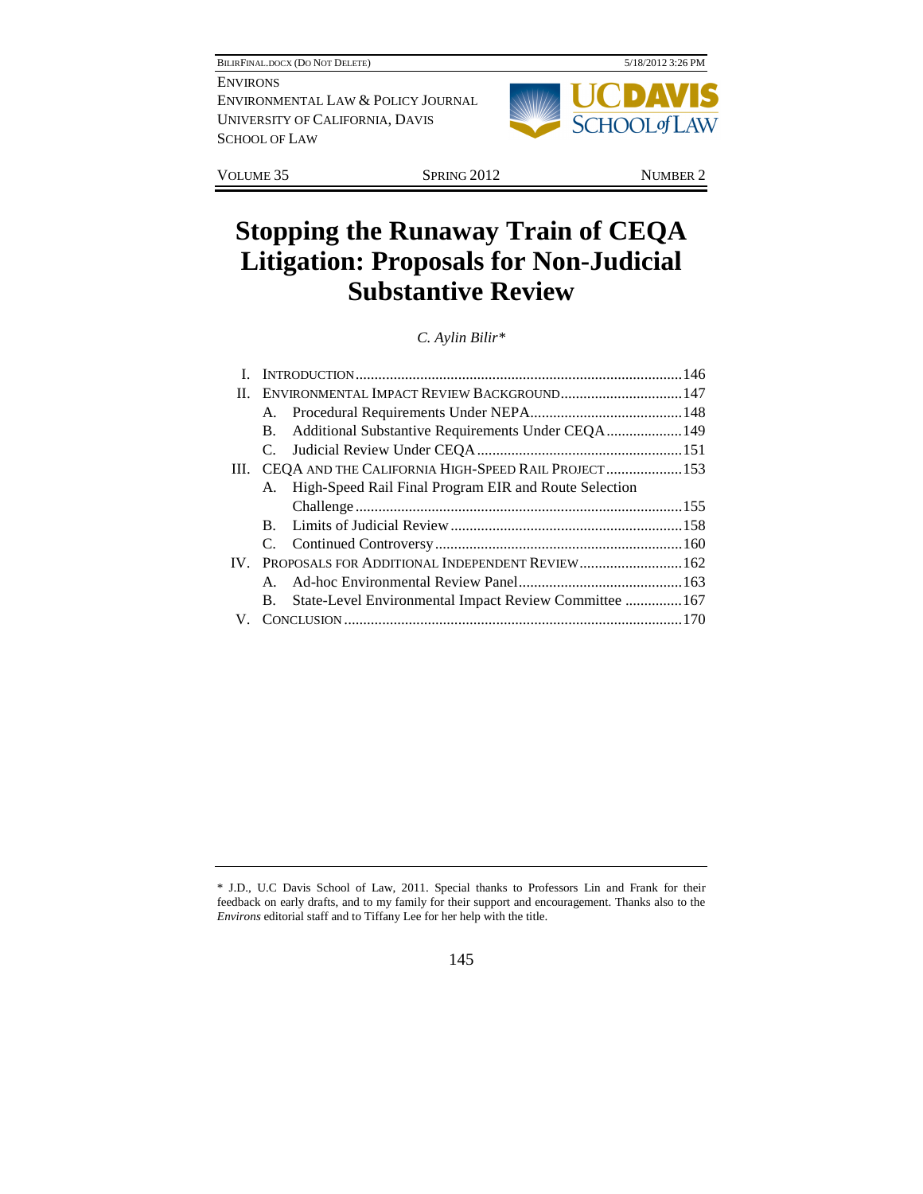ENVIRONS
ENVIRONMENTAL LAW & POLICY JOURNAL
UNIVERSITY OF CALIFORNIA, DAVIS
SCHOOL OF LAW

VOLUME 35 | SPRING 2012 | NUMBER 2

# Stopping the Runaway Train of CEQA Litigation: Proposals for Non-Judicial Substantive Review

*C. Aylin Bilir\**

- I. INTRODUCTION .......... 146
- II. ENVIRONMENTAL IMPACT REVIEW BACKGROUND .......... 147
  - A. Procedural Requirements Under NEPA .......... 148
  - B. Additional Substantive Requirements Under CEQA .......... 149
  - C. Judicial Review Under CEQA .......... 151
- III. CEQA AND THE CALIFORNIA HIGH-SPEED RAIL PROJECT .......... 153
  - A. High-Speed Rail Final Program EIR and Route Selection Challenge .......... 155
  - B. Limits of Judicial Review .......... 158
  - C. Continued Controversy .......... 160
- IV. PROPOSALS FOR ADDITIONAL INDEPENDENT REVIEW .......... 162
  - A. Ad-hoc Environmental Review Panel .......... 163
  - B. State-Level Environmental Impact Review Committee .......... 167
- V. CONCLUSION .......... 170

---

\* J.D., U.C Davis School of Law, 2011. Special thanks to Professors Lin and Frank for their feedback on early drafts, and to my family for their support and encouragement. Thanks also to the *Environs* editorial staff and to Tiffany Lee for her help with the title.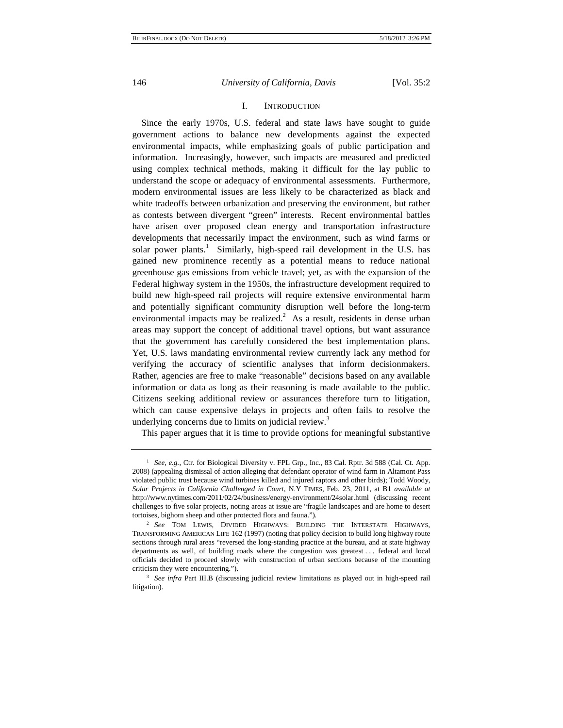## I. INTRODUCTION

Since the early 1970s, U.S. federal and state laws have sought to guide government actions to balance new developments against the expected environmental impacts, while emphasizing goals of public participation and information. Increasingly, however, such impacts are measured and predicted using complex technical methods, making it difficult for the lay public to understand the scope or adequacy of environmental assessments. Furthermore, modern environmental issues are less likely to be characterized as black and white tradeoffs between urbanization and preserving the environment, but rather as contests between divergent "green" interests. Recent environmental battles have arisen over proposed clean energy and transportation infrastructure developments that necessarily impact the environment, such as wind farms or solar power plants.[1] Similarly, high-speed rail development in the U.S. has gained new prominence recently as a potential means to reduce national greenhouse gas emissions from vehicle travel; yet, as with the expansion of the Federal highway system in the 1950s, the infrastructure development required to build new high-speed rail projects will require extensive environmental harm and potentially significant community disruption well before the long-term environmental impacts may be realized.[2] As a result, residents in dense urban areas may support the concept of additional travel options, but want assurance that the government has carefully considered the best implementation plans. Yet, U.S. laws mandating environmental review currently lack any method for verifying the accuracy of scientific analyses that inform decisionmakers. Rather, agencies are free to make "reasonable" decisions based on any available information or data as long as their reasoning is made available to the public. Citizens seeking additional review or assurances therefore turn to litigation, which can cause expensive delays in projects and often fails to resolve the underlying concerns due to limits on judicial review.[3]

This paper argues that it is time to provide options for meaningful substantive

---

[1] *See, e.g.*, Ctr. for Biological Diversity v. FPL Grp., Inc., 83 Cal. Rptr. 3d 588 (Cal. Ct. App. 2008) (appealing dismissal of action alleging that defendant operator of wind farm in Altamont Pass violated public trust because wind turbines killed and injured raptors and other birds); Todd Woody, *Solar Projects in California Challenged in Court*, N.Y TIMES, Feb. 23, 2011, at B1 *available at* http://www.nytimes.com/2011/02/24/business/energy-environment/24solar.html (discussing recent challenges to five solar projects, noting areas at issue are "fragile landscapes and are home to desert tortoises, bighorn sheep and other protected flora and fauna.").

[2] *See* TOM LEWIS, DIVIDED HIGHWAYS: BUILDING THE INTERSTATE HIGHWAYS, TRANSFORMING AMERICAN LIFE 162 (1997) (noting that policy decision to build long highway route sections through rural areas "reversed the long-standing practice at the bureau, and at state highway departments as well, of building roads where the congestion was greatest . . . federal and local officials decided to proceed slowly with construction of urban sections because of the mounting criticism they were encountering.").

[3] *See infra* Part III.B (discussing judicial review limitations as played out in high-speed rail litigation).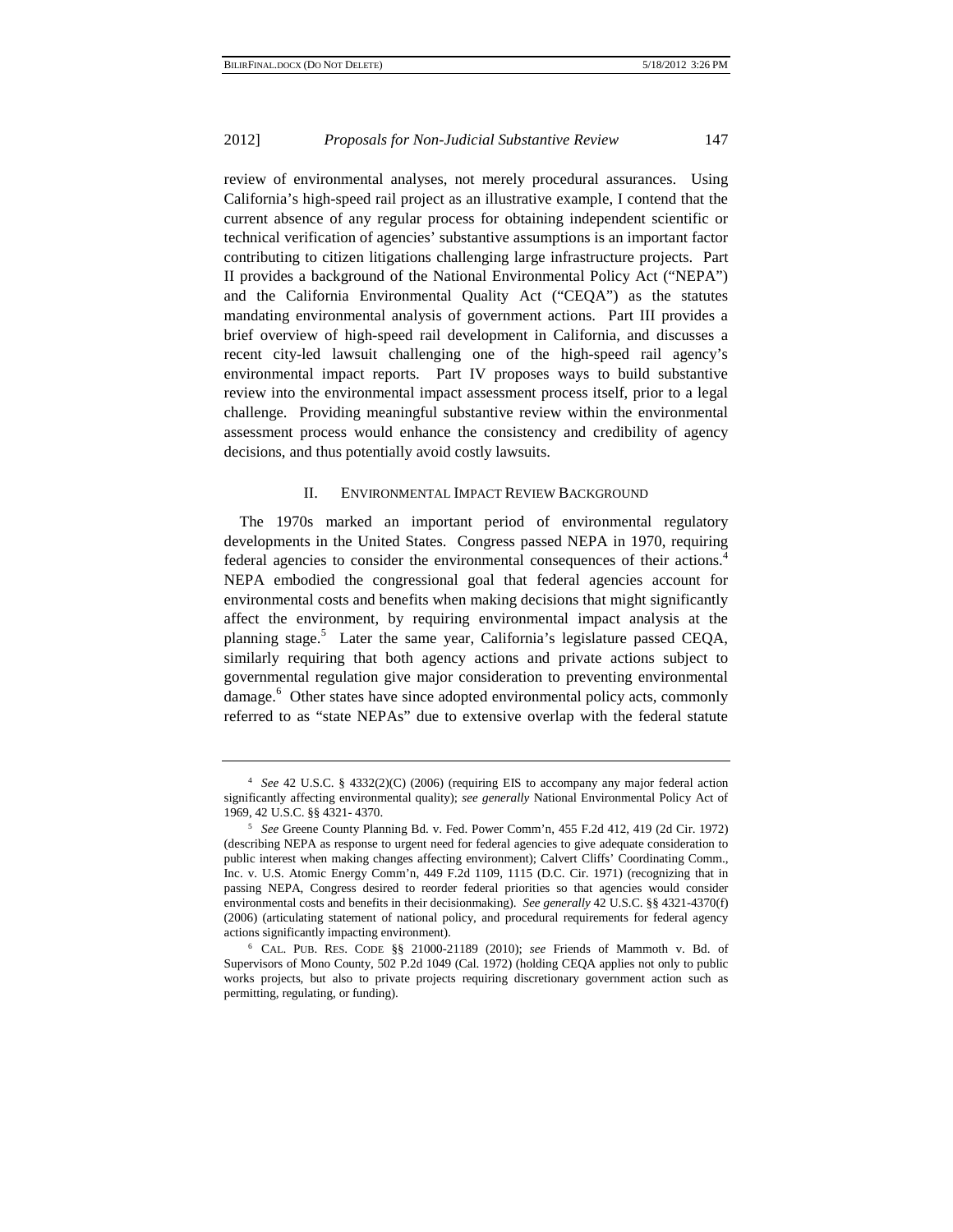review of environmental analyses, not merely procedural assurances. Using California's high-speed rail project as an illustrative example, I contend that the current absence of any regular process for obtaining independent scientific or technical verification of agencies' substantive assumptions is an important factor contributing to citizen litigations challenging large infrastructure projects. Part II provides a background of the National Environmental Policy Act ("NEPA") and the California Environmental Quality Act ("CEQA") as the statutes mandating environmental analysis of government actions. Part III provides a brief overview of high-speed rail development in California, and discusses a recent city-led lawsuit challenging one of the high-speed rail agency's environmental impact reports. Part IV proposes ways to build substantive review into the environmental impact assessment process itself, prior to a legal challenge. Providing meaningful substantive review within the environmental assessment process would enhance the consistency and credibility of agency decisions, and thus potentially avoid costly lawsuits.

## II. ENVIRONMENTAL IMPACT REVIEW BACKGROUND

The 1970s marked an important period of environmental regulatory developments in the United States. Congress passed NEPA in 1970, requiring federal agencies to consider the environmental consequences of their actions.[4] NEPA embodied the congressional goal that federal agencies account for environmental costs and benefits when making decisions that might significantly affect the environment, by requiring environmental impact analysis at the planning stage.[5] Later the same year, California's legislature passed CEQA, similarly requiring that both agency actions and private actions subject to governmental regulation give major consideration to preventing environmental damage.[6] Other states have since adopted environmental policy acts, commonly referred to as "state NEPAs" due to extensive overlap with the federal statute

---

[4] *See* 42 U.S.C. § 4332(2)(C) (2006) (requiring EIS to accompany any major federal action significantly affecting environmental quality); *see generally* National Environmental Policy Act of 1969, 42 U.S.C. §§ 4321- 4370.

[5] *See* Greene County Planning Bd. v. Fed. Power Comm'n, 455 F.2d 412, 419 (2d Cir. 1972) (describing NEPA as response to urgent need for federal agencies to give adequate consideration to public interest when making changes affecting environment); Calvert Cliffs' Coordinating Comm., Inc. v. U.S. Atomic Energy Comm'n, 449 F.2d 1109, 1115 (D.C. Cir. 1971) (recognizing that in passing NEPA, Congress desired to reorder federal priorities so that agencies would consider environmental costs and benefits in their decisionmaking). *See generally* 42 U.S.C. §§ 4321-4370(f) (2006) (articulating statement of national policy, and procedural requirements for federal agency actions significantly impacting environment).

[6] CAL. PUB. RES. CODE §§ 21000-21189 (2010); *see* Friends of Mammoth v. Bd. of Supervisors of Mono County, 502 P.2d 1049 (Cal. 1972) (holding CEQA applies not only to public works projects, but also to private projects requiring discretionary government action such as permitting, regulating, or funding).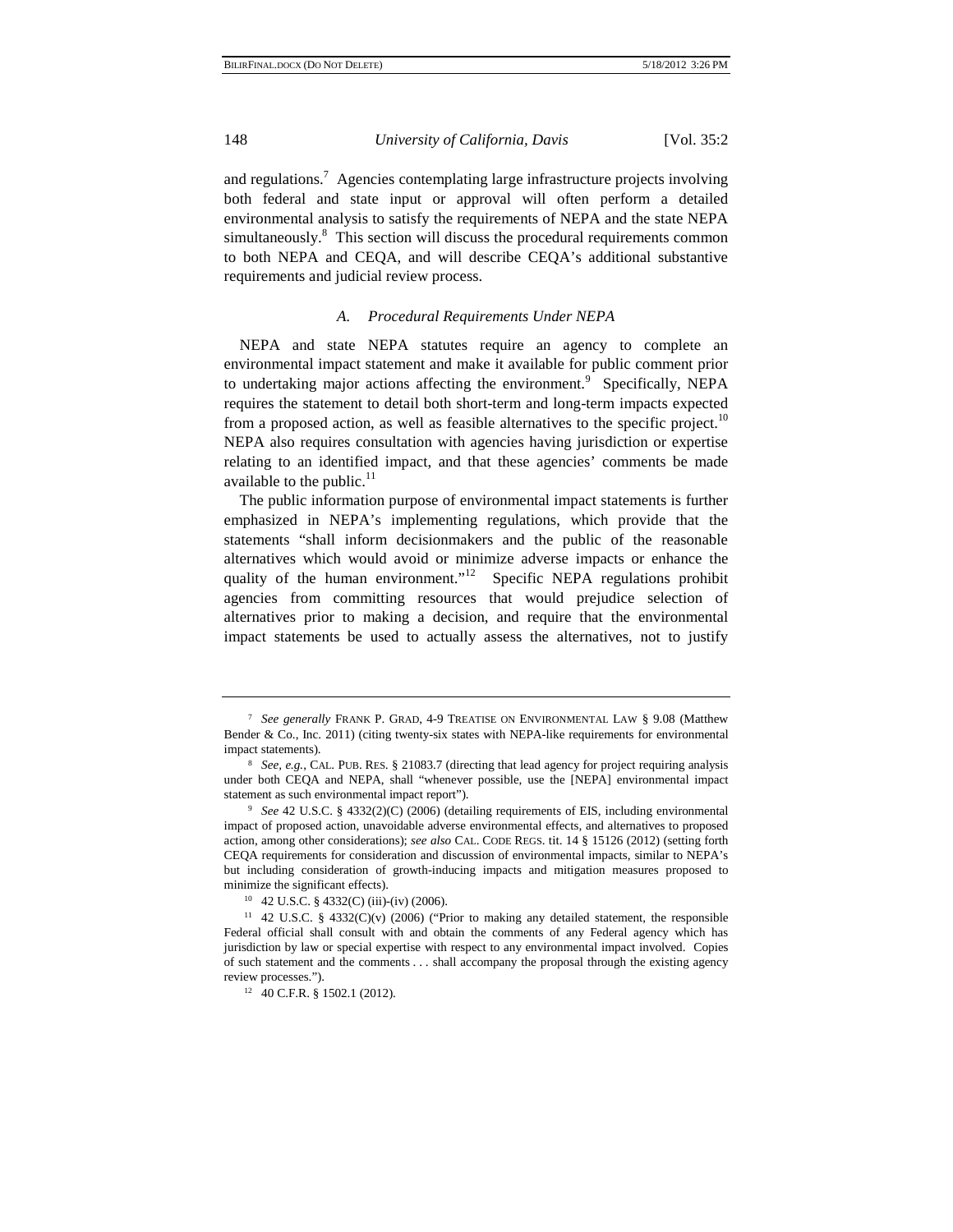and regulations.[7] Agencies contemplating large infrastructure projects involving both federal and state input or approval will often perform a detailed environmental analysis to satisfy the requirements of NEPA and the state NEPA simultaneously.[8] This section will discuss the procedural requirements common to both NEPA and CEQA, and will describe CEQA's additional substantive requirements and judicial review process.

### *A. Procedural Requirements Under NEPA*

NEPA and state NEPA statutes require an agency to complete an environmental impact statement and make it available for public comment prior to undertaking major actions affecting the environment.[9] Specifically, NEPA requires the statement to detail both short-term and long-term impacts expected from a proposed action, as well as feasible alternatives to the specific project.[10] NEPA also requires consultation with agencies having jurisdiction or expertise relating to an identified impact, and that these agencies' comments be made available to the public.[11]

The public information purpose of environmental impact statements is further emphasized in NEPA's implementing regulations, which provide that the statements "shall inform decisionmakers and the public of the reasonable alternatives which would avoid or minimize adverse impacts or enhance the quality of the human environment."[12] Specific NEPA regulations prohibit agencies from committing resources that would prejudice selection of alternatives prior to making a decision, and require that the environmental impact statements be used to actually assess the alternatives, not to justify

---

[7] *See generally* FRANK P. GRAD, 4-9 TREATISE ON ENVIRONMENTAL LAW § 9.08 (Matthew Bender & Co., Inc. 2011) (citing twenty-six states with NEPA-like requirements for environmental impact statements).

[8] *See, e.g.*, CAL. PUB. RES. § 21083.7 (directing that lead agency for project requiring analysis under both CEQA and NEPA, shall "whenever possible, use the [NEPA] environmental impact statement as such environmental impact report").

[9] *See* 42 U.S.C. § 4332(2)(C) (2006) (detailing requirements of EIS, including environmental impact of proposed action, unavoidable adverse environmental effects, and alternatives to proposed action, among other considerations); *see also* CAL. CODE REGS. tit. 14 § 15126 (2012) (setting forth CEQA requirements for consideration and discussion of environmental impacts, similar to NEPA's but including consideration of growth-inducing impacts and mitigation measures proposed to minimize the significant effects).

[10] 42 U.S.C. § 4332(C) (iii)-(iv) (2006).

[11] 42 U.S.C. § 4332(C)(v) (2006) ("Prior to making any detailed statement, the responsible Federal official shall consult with and obtain the comments of any Federal agency which has jurisdiction by law or special expertise with respect to any environmental impact involved. Copies of such statement and the comments . . . shall accompany the proposal through the existing agency review processes.").

[12] 40 C.F.R. § 1502.1 (2012).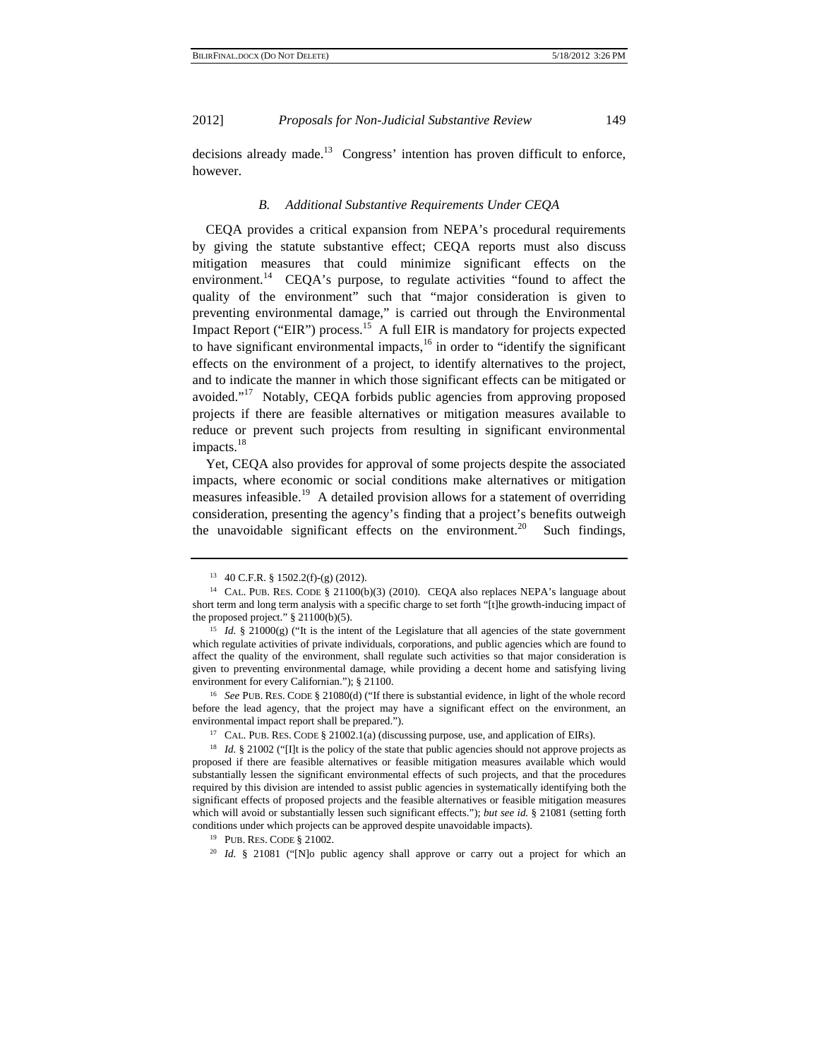decisions already made.[13] Congress' intention has proven difficult to enforce, however.

### *B. Additional Substantive Requirements Under CEQA*

CEQA provides a critical expansion from NEPA's procedural requirements by giving the statute substantive effect; CEQA reports must also discuss mitigation measures that could minimize significant effects on the environment.[14] CEQA's purpose, to regulate activities "found to affect the quality of the environment" such that "major consideration is given to preventing environmental damage," is carried out through the Environmental Impact Report ("EIR") process.[15] A full EIR is mandatory for projects expected to have significant environmental impacts,[16] in order to "identify the significant effects on the environment of a project, to identify alternatives to the project, and to indicate the manner in which those significant effects can be mitigated or avoided."[17] Notably, CEQA forbids public agencies from approving proposed projects if there are feasible alternatives or mitigation measures available to reduce or prevent such projects from resulting in significant environmental impacts.[18]

Yet, CEQA also provides for approval of some projects despite the associated impacts, where economic or social conditions make alternatives or mitigation measures infeasible.[19] A detailed provision allows for a statement of overriding consideration, presenting the agency's finding that a project's benefits outweigh the unavoidable significant effects on the environment.[20] Such findings,

---

[13] 40 C.F.R. § 1502.2(f)-(g) (2012).

[14] CAL. PUB. RES. CODE § 21100(b)(3) (2010). CEQA also replaces NEPA's language about short term and long term analysis with a specific charge to set forth "[t]he growth-inducing impact of the proposed project." § 21100(b)(5).

[15] *Id.* § 21000(g) ("It is the intent of the Legislature that all agencies of the state government which regulate activities of private individuals, corporations, and public agencies which are found to affect the quality of the environment, shall regulate such activities so that major consideration is given to preventing environmental damage, while providing a decent home and satisfying living environment for every Californian."); § 21100.

[16] *See* PUB. RES. CODE § 21080(d) ("If there is substantial evidence, in light of the whole record before the lead agency, that the project may have a significant effect on the environment, an environmental impact report shall be prepared.").

[17] CAL. PUB. RES. CODE § 21002.1(a) (discussing purpose, use, and application of EIRs).

[18] *Id.* § 21002 ("[I]t is the policy of the state that public agencies should not approve projects as proposed if there are feasible alternatives or feasible mitigation measures available which would substantially lessen the significant environmental effects of such projects, and that the procedures required by this division are intended to assist public agencies in systematically identifying both the significant effects of proposed projects and the feasible alternatives or feasible mitigation measures which will avoid or substantially lessen such significant effects."); *but see id.* § 21081 (setting forth conditions under which projects can be approved despite unavoidable impacts).

[19] PUB. RES. CODE § 21002.

[20] *Id.* § 21081 ("[N]o public agency shall approve or carry out a project for which an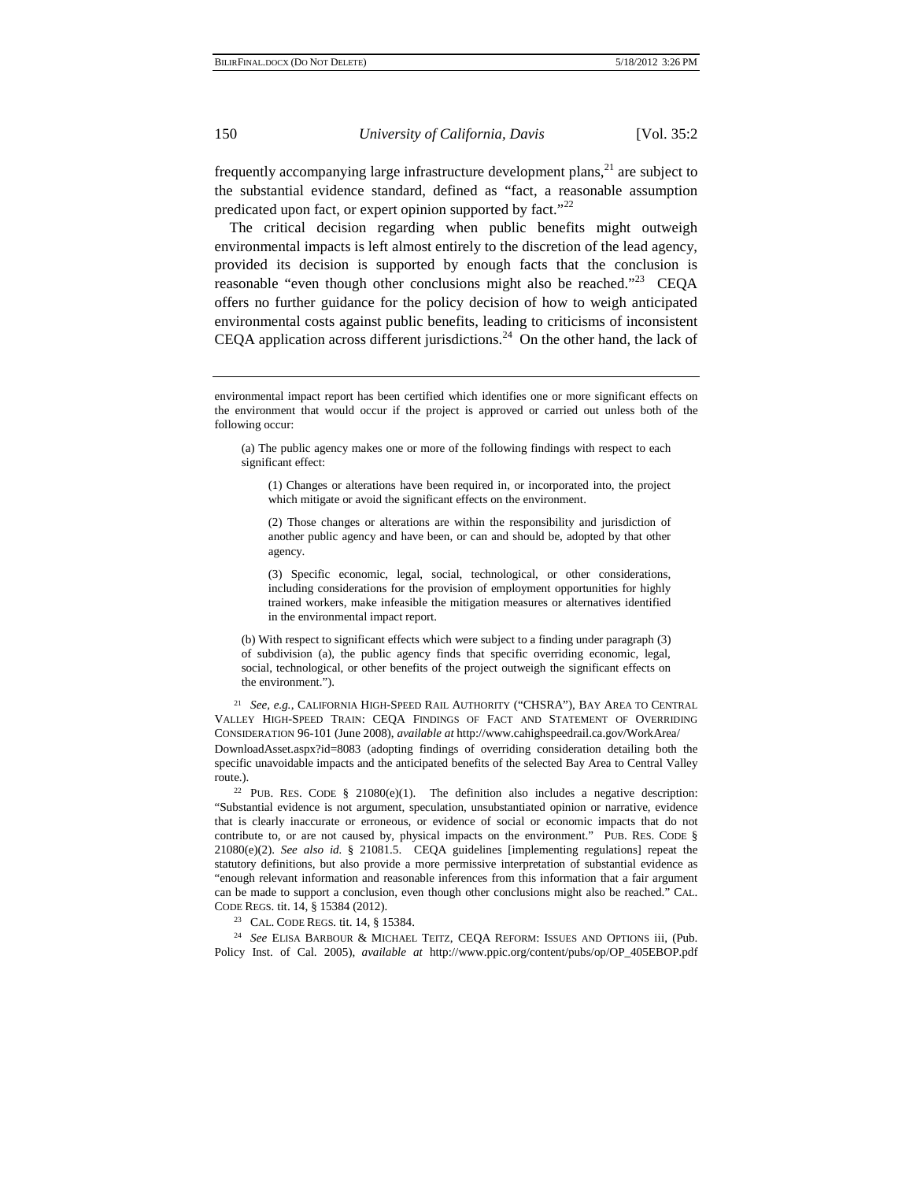frequently accompanying large infrastructure development plans,[21] are subject to the substantial evidence standard, defined as "fact, a reasonable assumption predicated upon fact, or expert opinion supported by fact."[22]

The critical decision regarding when public benefits might outweigh environmental impacts is left almost entirely to the discretion of the lead agency, provided its decision is supported by enough facts that the conclusion is reasonable "even though other conclusions might also be reached."[23] CEQA offers no further guidance for the policy decision of how to weigh anticipated environmental costs against public benefits, leading to criticisms of inconsistent CEQA application across different jurisdictions.[24] On the other hand, the lack of

---

environmental impact report has been certified which identifies one or more significant effects on the environment that would occur if the project is approved or carried out unless both of the following occur:

> (a) The public agency makes one or more of the following findings with respect to each significant effect:
>
> > (1) Changes or alterations have been required in, or incorporated into, the project which mitigate or avoid the significant effects on the environment.
> >
> > (2) Those changes or alterations are within the responsibility and jurisdiction of another public agency and have been, or can and should be, adopted by that other agency.
> >
> > (3) Specific economic, legal, social, technological, or other considerations, including considerations for the provision of employment opportunities for highly trained workers, make infeasible the mitigation measures or alternatives identified in the environmental impact report.
>
> (b) With respect to significant effects which were subject to a finding under paragraph (3) of subdivision (a), the public agency finds that specific overriding economic, legal, social, technological, or other benefits of the project outweigh the significant effects on the environment.").

[21] *See, e.g.*, CALIFORNIA HIGH-SPEED RAIL AUTHORITY ("CHSRA"), BAY AREA TO CENTRAL VALLEY HIGH-SPEED TRAIN: CEQA FINDINGS OF FACT AND STATEMENT OF OVERRIDING CONSIDERATION 96-101 (June 2008), *available at* http://www.cahighspeedrail.ca.gov/WorkArea/DownloadAsset.aspx?id=8083 (adopting findings of overriding consideration detailing both the specific unavoidable impacts and the anticipated benefits of the selected Bay Area to Central Valley route.).

[22] PUB. RES. CODE § 21080(e)(1). The definition also includes a negative description: "Substantial evidence is not argument, speculation, unsubstantiated opinion or narrative, evidence that is clearly inaccurate or erroneous, or evidence of social or economic impacts that do not contribute to, or are not caused by, physical impacts on the environment." PUB. RES. CODE § 21080(e)(2). *See also id.* § 21081.5. CEQA guidelines [implementing regulations] repeat the statutory definitions, but also provide a more permissive interpretation of substantial evidence as "enough relevant information and reasonable inferences from this information that a fair argument can be made to support a conclusion, even though other conclusions might also be reached." CAL. CODE REGS. tit. 14, § 15384 (2012).

[23] CAL. CODE REGS. tit. 14, § 15384.

[24] *See* ELISA BARBOUR & MICHAEL TEITZ, CEQA REFORM: ISSUES AND OPTIONS iii, (Pub. Policy Inst. of Cal. 2005), *available at* http://www.ppic.org/content/pubs/op/OP_405EBOP.pdf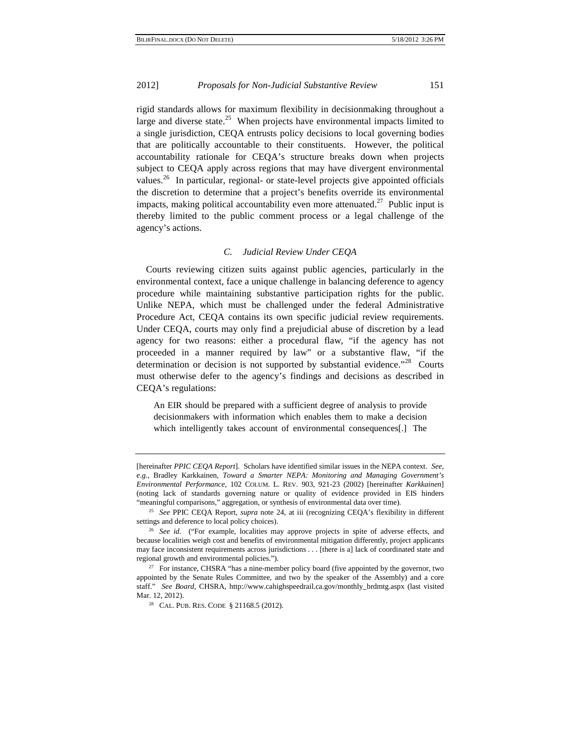rigid standards allows for maximum flexibility in decisionmaking throughout a large and diverse state.[25] When projects have environmental impacts limited to a single jurisdiction, CEQA entrusts policy decisions to local governing bodies that are politically accountable to their constituents. However, the political accountability rationale for CEQA's structure breaks down when projects subject to CEQA apply across regions that may have divergent environmental values.[26] In particular, regional- or state-level projects give appointed officials the discretion to determine that a project's benefits override its environmental impacts, making political accountability even more attenuated.[27] Public input is thereby limited to the public comment process or a legal challenge of the agency's actions.

### *C. Judicial Review Under CEQA*

Courts reviewing citizen suits against public agencies, particularly in the environmental context, face a unique challenge in balancing deference to agency procedure while maintaining substantive participation rights for the public. Unlike NEPA, which must be challenged under the federal Administrative Procedure Act, CEQA contains its own specific judicial review requirements. Under CEQA, courts may only find a prejudicial abuse of discretion by a lead agency for two reasons: either a procedural flaw, "if the agency has not proceeded in a manner required by law" or a substantive flaw, "if the determination or decision is not supported by substantial evidence."[28] Courts must otherwise defer to the agency's findings and decisions as described in CEQA's regulations:

> An EIR should be prepared with a sufficient degree of analysis to provide decisionmakers with information which enables them to make a decision which intelligently takes account of environmental consequences[.] The

---

[hereinafter *PPIC CEQA Report*]. Scholars have identified similar issues in the NEPA context. *See, e.g.*, Bradley Karkkainen, *Toward a Smarter NEPA: Monitoring and Managing Government's Environmental Performance*, 102 COLUM. L. REV. 903, 921-23 (2002) [hereinafter *Karkkainen*] (noting lack of standards governing nature or quality of evidence provided in EIS hinders "meaningful comparisons," aggregation, or synthesis of environmental data over time).

[25] *See* PPIC CEQA Report, *supra* note 24, at iii (recognizing CEQA's flexibility in different settings and deference to local policy choices).

[26] *See id.* ("For example, localities may approve projects in spite of adverse effects, and because localities weigh cost and benefits of environmental mitigation differently, project applicants may face inconsistent requirements across jurisdictions . . . [there is a] lack of coordinated state and regional growth and environmental policies.").

[27] For instance, CHSRA "has a nine-member policy board (five appointed by the governor, two appointed by the Senate Rules Committee, and two by the speaker of the Assembly) and a core staff." *See Board*, CHSRA, http://www.cahighspeedrail.ca.gov/monthly_brdmtg.aspx (last visited Mar. 12, 2012).

[28] CAL. PUB. RES. CODE § 21168.5 (2012).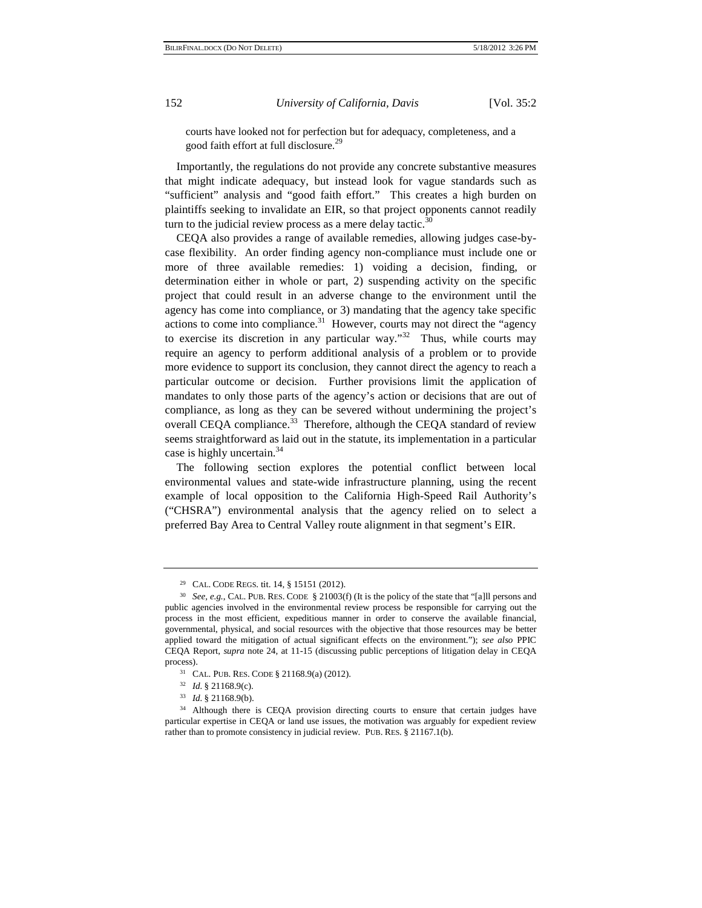> courts have looked not for perfection but for adequacy, completeness, and a good faith effort at full disclosure.[29]

Importantly, the regulations do not provide any concrete substantive measures that might indicate adequacy, but instead look for vague standards such as "sufficient" analysis and "good faith effort." This creates a high burden on plaintiffs seeking to invalidate an EIR, so that project opponents cannot readily turn to the judicial review process as a mere delay tactic.[30]

CEQA also provides a range of available remedies, allowing judges case-by-case flexibility. An order finding agency non-compliance must include one or more of three available remedies: 1) voiding a decision, finding, or determination either in whole or part, 2) suspending activity on the specific project that could result in an adverse change to the environment until the agency has come into compliance, or 3) mandating that the agency take specific actions to come into compliance.[31] However, courts may not direct the "agency to exercise its discretion in any particular way."[32] Thus, while courts may require an agency to perform additional analysis of a problem or to provide more evidence to support its conclusion, they cannot direct the agency to reach a particular outcome or decision. Further provisions limit the application of mandates to only those parts of the agency's action or decisions that are out of compliance, as long as they can be severed without undermining the project's overall CEQA compliance.[33] Therefore, although the CEQA standard of review seems straightforward as laid out in the statute, its implementation in a particular case is highly uncertain.[34]

The following section explores the potential conflict between local environmental values and state-wide infrastructure planning, using the recent example of local opposition to the California High-Speed Rail Authority's ("CHSRA") environmental analysis that the agency relied on to select a preferred Bay Area to Central Valley route alignment in that segment's EIR.

---

[29] CAL. CODE REGS. tit. 14, § 15151 (2012).

[30] *See, e.g.*, CAL. PUB. RES. CODE § 21003(f) (It is the policy of the state that "[a]ll persons and public agencies involved in the environmental review process be responsible for carrying out the process in the most efficient, expeditious manner in order to conserve the available financial, governmental, physical, and social resources with the objective that those resources may be better applied toward the mitigation of actual significant effects on the environment."); *see also* PPIC CEQA Report, *supra* note 24, at 11-15 (discussing public perceptions of litigation delay in CEQA process).

[31] CAL. PUB. RES. CODE § 21168.9(a) (2012).

[32] *Id.* § 21168.9(c).

[33] *Id.* § 21168.9(b).

[34] Although there is CEQA provision directing courts to ensure that certain judges have particular expertise in CEQA or land use issues, the motivation was arguably for expedient review rather than to promote consistency in judicial review. PUB. RES. § 21167.1(b).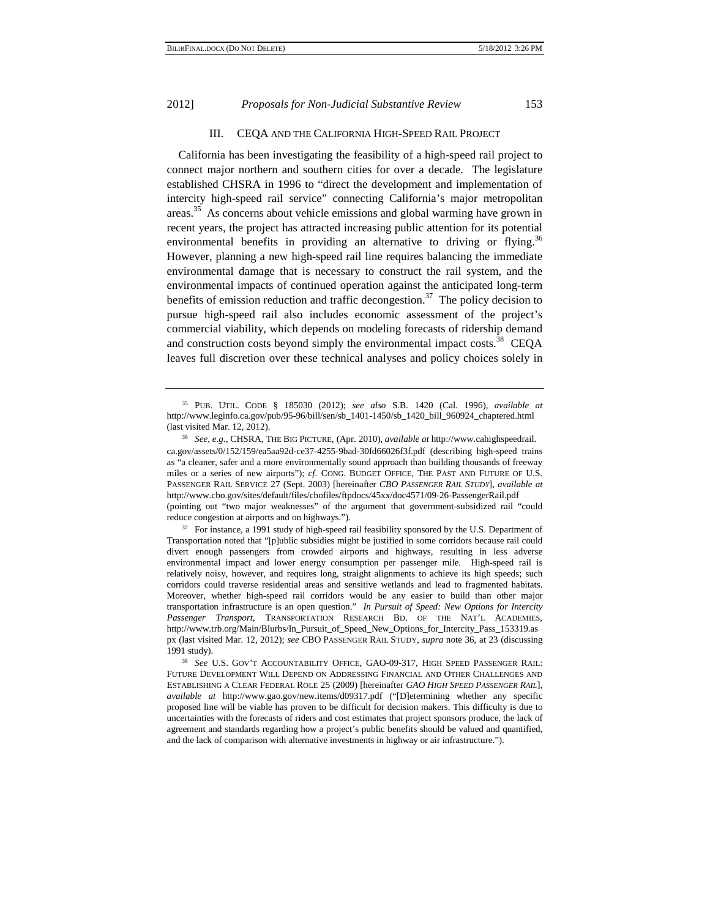### III. CEQA AND THE CALIFORNIA HIGH-SPEED RAIL PROJECT

California has been investigating the feasibility of a high-speed rail project to connect major northern and southern cities for over a decade. The legislature established CHSRA in 1996 to "direct the development and implementation of intercity high-speed rail service" connecting California's major metropolitan areas.[35] As concerns about vehicle emissions and global warming have grown in recent years, the project has attracted increasing public attention for its potential environmental benefits in providing an alternative to driving or flying.[36] However, planning a new high-speed rail line requires balancing the immediate environmental damage that is necessary to construct the rail system, and the environmental impacts of continued operation against the anticipated long-term benefits of emission reduction and traffic decongestion.[37] The policy decision to pursue high-speed rail also includes economic assessment of the project's commercial viability, which depends on modeling forecasts of ridership demand and construction costs beyond simply the environmental impact costs.[38] CEQA leaves full discretion over these technical analyses and policy choices solely in

---

[35] PUB. UTIL. CODE § 185030 (2012); *see also* S.B. 1420 (Cal. 1996), *available at* http://www.leginfo.ca.gov/pub/95-96/bill/sen/sb_1401-1450/sb_1420_bill_960924_chaptered.html (last visited Mar. 12, 2012).

[36] *See, e.g.*, CHSRA, THE BIG PICTURE, (Apr. 2010), *available at* http://www.cahighspeedrail.ca.gov/assets/0/152/159/ea5aa92d-ce37-4255-9bad-30fd66026f3f.pdf (describing high-speed trains as "a cleaner, safer and a more environmentally sound approach than building thousands of freeway miles or a series of new airports"); *cf.* CONG. BUDGET OFFICE, THE PAST AND FUTURE OF U.S. PASSENGER RAIL SERVICE 27 (Sept. 2003) [hereinafter *CBO PASSENGER RAIL STUDY*], *available at* http://www.cbo.gov/sites/default/files/cbofiles/ftpdocs/45xx/doc4571/09-26-PassengerRail.pdf (pointing out "two major weaknesses" of the argument that government-subsidized rail "could reduce congestion at airports and on highways.").

[37] For instance, a 1991 study of high-speed rail feasibility sponsored by the U.S. Department of Transportation noted that "[p]ublic subsidies might be justified in some corridors because rail could divert enough passengers from crowded airports and highways, resulting in less adverse environmental impact and lower energy consumption per passenger mile. High-speed rail is relatively noisy, however, and requires long, straight alignments to achieve its high speeds; such corridors could traverse residential areas and sensitive wetlands and lead to fragmented habitats. Moreover, whether high-speed rail corridors would be any easier to build than other major transportation infrastructure is an open question." *In Pursuit of Speed: New Options for Intercity Passenger Transport*, TRANSPORTATION RESEARCH BD. OF THE NAT'L ACADEMIES, http://www.trb.org/Main/Blurbs/In_Pursuit_of_Speed_New_Options_for_Intercity_Pass_153319.aspx (last visited Mar. 12, 2012); *see* CBO PASSENGER RAIL STUDY, *supra* note 36, at 23 (discussing 1991 study).

[38] *See* U.S. GOV'T ACCOUNTABILITY OFFICE, GAO-09-317, HIGH SPEED PASSENGER RAIL: FUTURE DEVELOPMENT WILL DEPEND ON ADDRESSING FINANCIAL AND OTHER CHALLENGES AND ESTABLISHING A CLEAR FEDERAL ROLE 25 (2009) [hereinafter *GAO HIGH SPEED PASSENGER RAIL*], *available at* http://www.gao.gov/new.items/d09317.pdf ("[D]etermining whether any specific proposed line will be viable has proven to be difficult for decision makers. This difficulty is due to uncertainties with the forecasts of riders and cost estimates that project sponsors produce, the lack of agreement and standards regarding how a project's public benefits should be valued and quantified, and the lack of comparison with alternative investments in highway or air infrastructure.").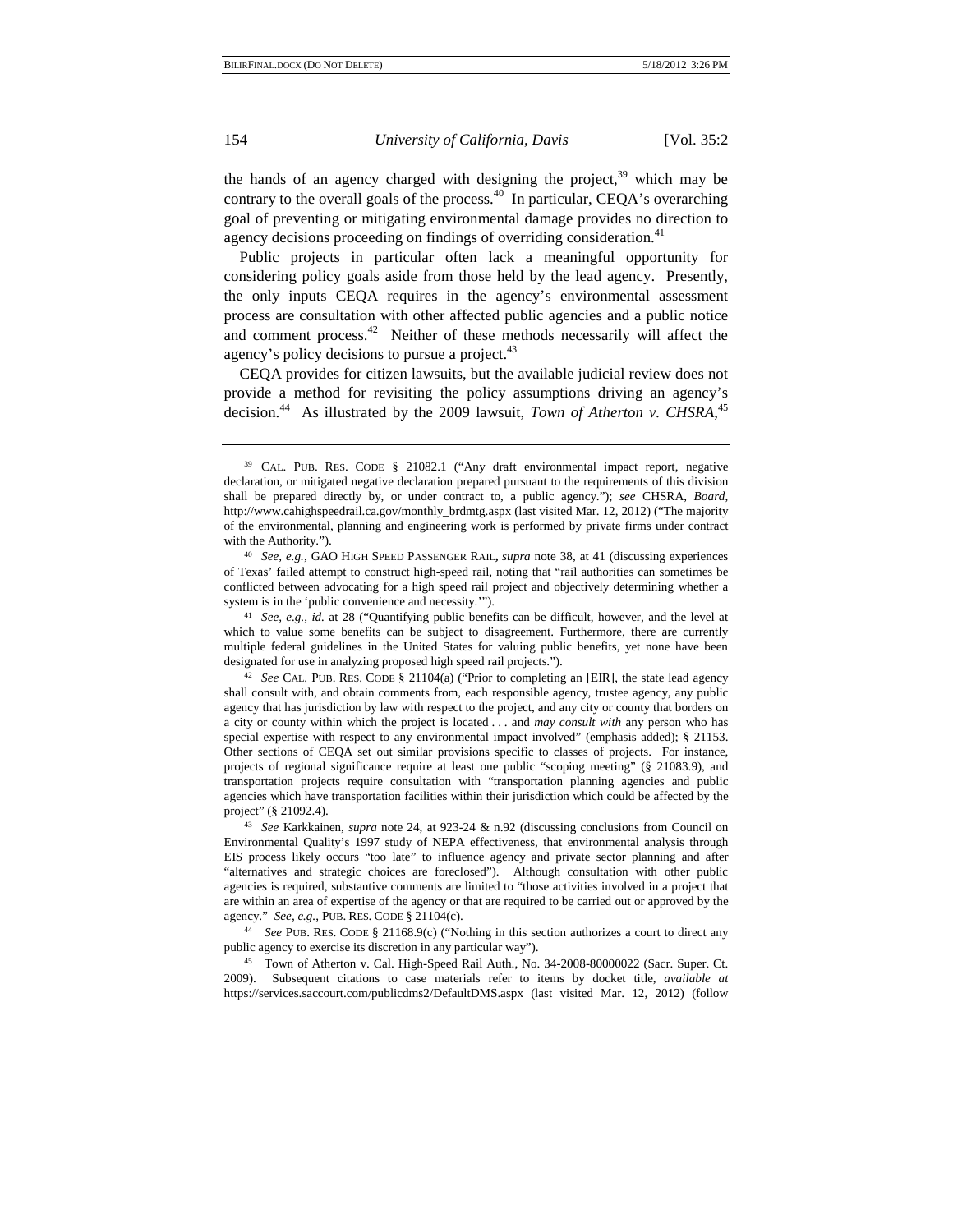the hands of an agency charged with designing the project,[39] which may be contrary to the overall goals of the process.[40] In particular, CEQA's overarching goal of preventing or mitigating environmental damage provides no direction to agency decisions proceeding on findings of overriding consideration.[41]

Public projects in particular often lack a meaningful opportunity for considering policy goals aside from those held by the lead agency. Presently, the only inputs CEQA requires in the agency's environmental assessment process are consultation with other affected public agencies and a public notice and comment process.[42] Neither of these methods necessarily will affect the agency's policy decisions to pursue a project.[43]

CEQA provides for citizen lawsuits, but the available judicial review does not provide a method for revisiting the policy assumptions driving an agency's decision.[44] As illustrated by the 2009 lawsuit, *Town of Atherton v. CHSRA*,[45]

---

[39] CAL. PUB. RES. CODE § 21082.1 ("Any draft environmental impact report, negative declaration, or mitigated negative declaration prepared pursuant to the requirements of this division shall be prepared directly by, or under contract to, a public agency."); *see* CHSRA, *Board*, http://www.cahighspeedrail.ca.gov/monthly_brdmtg.aspx (last visited Mar. 12, 2012) ("The majority of the environmental, planning and engineering work is performed by private firms under contract with the Authority.").

[40] *See, e.g.*, GAO HIGH SPEED PASSENGER RAIL**,** *supra* note 38, at 41 (discussing experiences of Texas' failed attempt to construct high-speed rail, noting that "rail authorities can sometimes be conflicted between advocating for a high speed rail project and objectively determining whether a system is in the 'public convenience and necessity.'").

[41] *See, e.g.*, *id.* at 28 ("Quantifying public benefits can be difficult, however, and the level at which to value some benefits can be subject to disagreement. Furthermore, there are currently multiple federal guidelines in the United States for valuing public benefits, yet none have been designated for use in analyzing proposed high speed rail projects.").

[42] *See* CAL. PUB. RES. CODE § 21104(a) ("Prior to completing an [EIR], the state lead agency shall consult with, and obtain comments from, each responsible agency, trustee agency, any public agency that has jurisdiction by law with respect to the project, and any city or county that borders on a city or county within which the project is located . . . and *may consult with* any person who has special expertise with respect to any environmental impact involved" (emphasis added); § 21153. Other sections of CEQA set out similar provisions specific to classes of projects. For instance, projects of regional significance require at least one public "scoping meeting" (§ 21083.9), and transportation projects require consultation with "transportation planning agencies and public agencies which have transportation facilities within their jurisdiction which could be affected by the project" (§ 21092.4).

[43] *See* Karkkainen, *supra* note 24, at 923-24 & n.92 (discussing conclusions from Council on Environmental Quality's 1997 study of NEPA effectiveness, that environmental analysis through EIS process likely occurs "too late" to influence agency and private sector planning and after "alternatives and strategic choices are foreclosed"). Although consultation with other public agencies is required, substantive comments are limited to "those activities involved in a project that are within an area of expertise of the agency or that are required to be carried out or approved by the agency." *See, e.g.*, PUB. RES. CODE § 21104(c).

[44] *See* PUB. RES. CODE § 21168.9(c) ("Nothing in this section authorizes a court to direct any public agency to exercise its discretion in any particular way").

[45] Town of Atherton v. Cal. High-Speed Rail Auth., No. 34-2008-80000022 (Sacr. Super. Ct. 2009). Subsequent citations to case materials refer to items by docket title, *available at* https://services.saccourt.com/publicdms2/DefaultDMS.aspx (last visited Mar. 12, 2012) (follow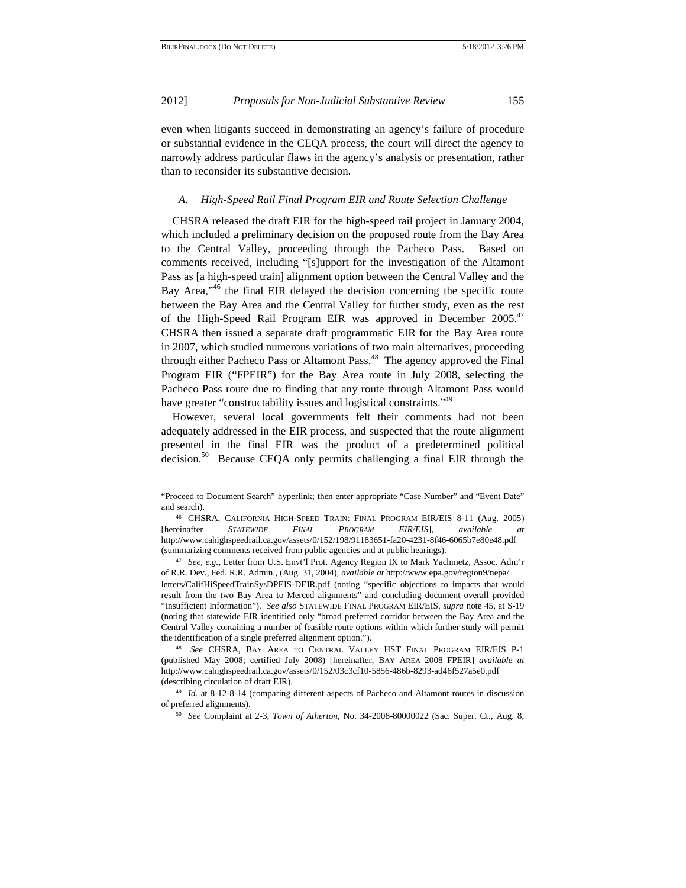even when litigants succeed in demonstrating an agency's failure of procedure or substantial evidence in the CEQA process, the court will direct the agency to narrowly address particular flaws in the agency's analysis or presentation, rather than to reconsider its substantive decision.

### *A. High-Speed Rail Final Program EIR and Route Selection Challenge*

CHSRA released the draft EIR for the high-speed rail project in January 2004, which included a preliminary decision on the proposed route from the Bay Area to the Central Valley, proceeding through the Pacheco Pass. Based on comments received, including "[s]upport for the investigation of the Altamont Pass as [a high-speed train] alignment option between the Central Valley and the Bay Area,"[46] the final EIR delayed the decision concerning the specific route between the Bay Area and the Central Valley for further study, even as the rest of the High-Speed Rail Program EIR was approved in December 2005.[47] CHSRA then issued a separate draft programmatic EIR for the Bay Area route in 2007, which studied numerous variations of two main alternatives, proceeding through either Pacheco Pass or Altamont Pass.[48] The agency approved the Final Program EIR ("FPEIR") for the Bay Area route in July 2008, selecting the Pacheco Pass route due to finding that any route through Altamont Pass would have greater "constructability issues and logistical constraints."[49]

However, several local governments felt their comments had not been adequately addressed in the EIR process, and suspected that the route alignment presented in the final EIR was the product of a predetermined political decision.[50] Because CEQA only permits challenging a final EIR through the

---

"Proceed to Document Search" hyperlink; then enter appropriate "Case Number" and "Event Date" and search).

[46] CHSRA, CALIFORNIA HIGH-SPEED TRAIN: FINAL PROGRAM EIR/EIS 8-11 (Aug. 2005) [hereinafter *STATEWIDE FINAL PROGRAM EIR/EIS*], *available at* http://www.cahighspeedrail.ca.gov/assets/0/152/198/91183651-fa20-4231-8f46-6065b7e80e48.pdf (summarizing comments received from public agencies and at public hearings).

[47] *See, e.g.*, Letter from U.S. Envt'l Prot. Agency Region IX to Mark Yachmetz, Assoc. Adm'r of R.R. Dev., Fed. R.R. Admin., (Aug. 31, 2004), *available at* http://www.epa.gov/region9/nepa/letters/CalifHiSpeedTrainSysDPEIS-DEIR.pdf (noting "specific objections to impacts that would result from the two Bay Area to Merced alignments" and concluding document overall provided "Insufficient Information"). *See also* STATEWIDE FINAL PROGRAM EIR/EIS, *supra* note 45, at S-19 (noting that statewide EIR identified only "broad preferred corridor between the Bay Area and the Central Valley containing a number of feasible route options within which further study will permit the identification of a single preferred alignment option.").

[48] *See* CHSRA, BAY AREA TO CENTRAL VALLEY HST FINAL PROGRAM EIR/EIS P-1 (published May 2008; certified July 2008) [hereinafter, BAY AREA 2008 FPEIR] *available at* http://www.cahighspeedrail.ca.gov/assets/0/152/03c3cf10-5856-486b-8293-ad46f527a5e0.pdf (describing circulation of draft EIR).

[49] *Id.* at 8-12-8-14 (comparing different aspects of Pacheco and Altamont routes in discussion of preferred alignments).

[50] *See* Complaint at 2-3, *Town of Atherton*, No. 34-2008-80000022 (Sac. Super. Ct., Aug. 8,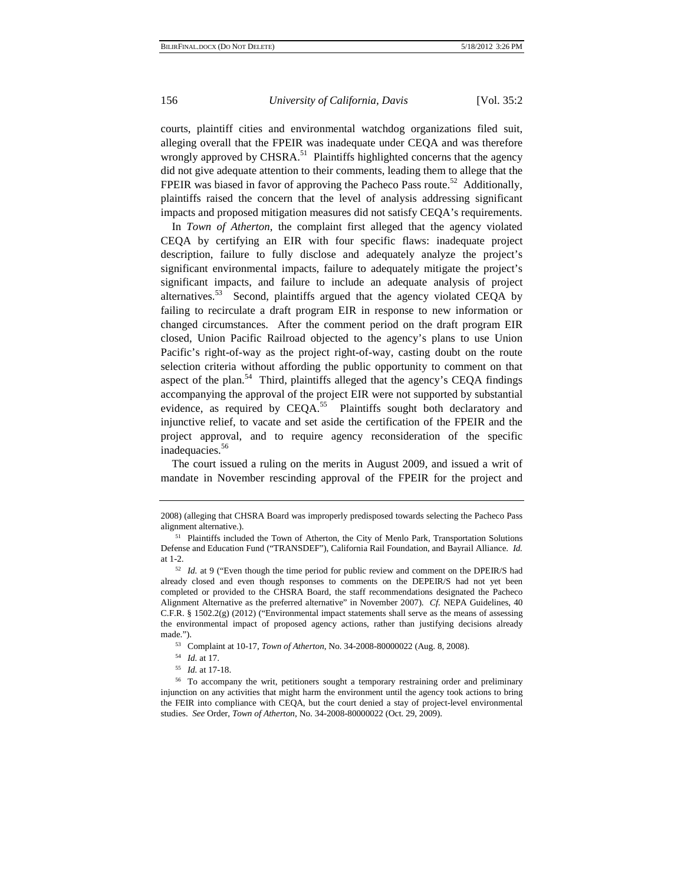courts, plaintiff cities and environmental watchdog organizations filed suit, alleging overall that the FPEIR was inadequate under CEQA and was therefore wrongly approved by CHSRA.[51] Plaintiffs highlighted concerns that the agency did not give adequate attention to their comments, leading them to allege that the FPEIR was biased in favor of approving the Pacheco Pass route.[52] Additionally, plaintiffs raised the concern that the level of analysis addressing significant impacts and proposed mitigation measures did not satisfy CEQA's requirements.

In *Town of Atherton*, the complaint first alleged that the agency violated CEQA by certifying an EIR with four specific flaws: inadequate project description, failure to fully disclose and adequately analyze the project's significant environmental impacts, failure to adequately mitigate the project's significant impacts, and failure to include an adequate analysis of project alternatives.[53] Second, plaintiffs argued that the agency violated CEQA by failing to recirculate a draft program EIR in response to new information or changed circumstances. After the comment period on the draft program EIR closed, Union Pacific Railroad objected to the agency's plans to use Union Pacific's right-of-way as the project right-of-way, casting doubt on the route selection criteria without affording the public opportunity to comment on that aspect of the plan.[54] Third, plaintiffs alleged that the agency's CEQA findings accompanying the approval of the project EIR were not supported by substantial evidence, as required by CEQA.[55] Plaintiffs sought both declaratory and injunctive relief, to vacate and set aside the certification of the FPEIR and the project approval, and to require agency reconsideration of the specific inadequacies.[56]

The court issued a ruling on the merits in August 2009, and issued a writ of mandate in November rescinding approval of the FPEIR for the project and

---

2008) (alleging that CHSRA Board was improperly predisposed towards selecting the Pacheco Pass alignment alternative.).

[51] Plaintiffs included the Town of Atherton, the City of Menlo Park, Transportation Solutions Defense and Education Fund ("TRANSDEF"), California Rail Foundation, and Bayrail Alliance. *Id.* at 1-2.

[52] *Id.* at 9 ("Even though the time period for public review and comment on the DPEIR/S had already closed and even though responses to comments on the DEPEIR/S had not yet been completed or provided to the CHSRA Board, the staff recommendations designated the Pacheco Alignment Alternative as the preferred alternative" in November 2007). *Cf.* NEPA Guidelines, 40 C.F.R. § 1502.2(g) (2012) ("Environmental impact statements shall serve as the means of assessing the environmental impact of proposed agency actions, rather than justifying decisions already made.").

[53] Complaint at 10-17, *Town of Atherton*, No. 34-2008-80000022 (Aug. 8, 2008).

[54] *Id.* at 17.

[55] *Id.* at 17-18.

[56] To accompany the writ, petitioners sought a temporary restraining order and preliminary injunction on any activities that might harm the environment until the agency took actions to bring the FEIR into compliance with CEQA, but the court denied a stay of project-level environmental studies. *See* Order, *Town of Atherton*, No. 34-2008-80000022 (Oct. 29, 2009).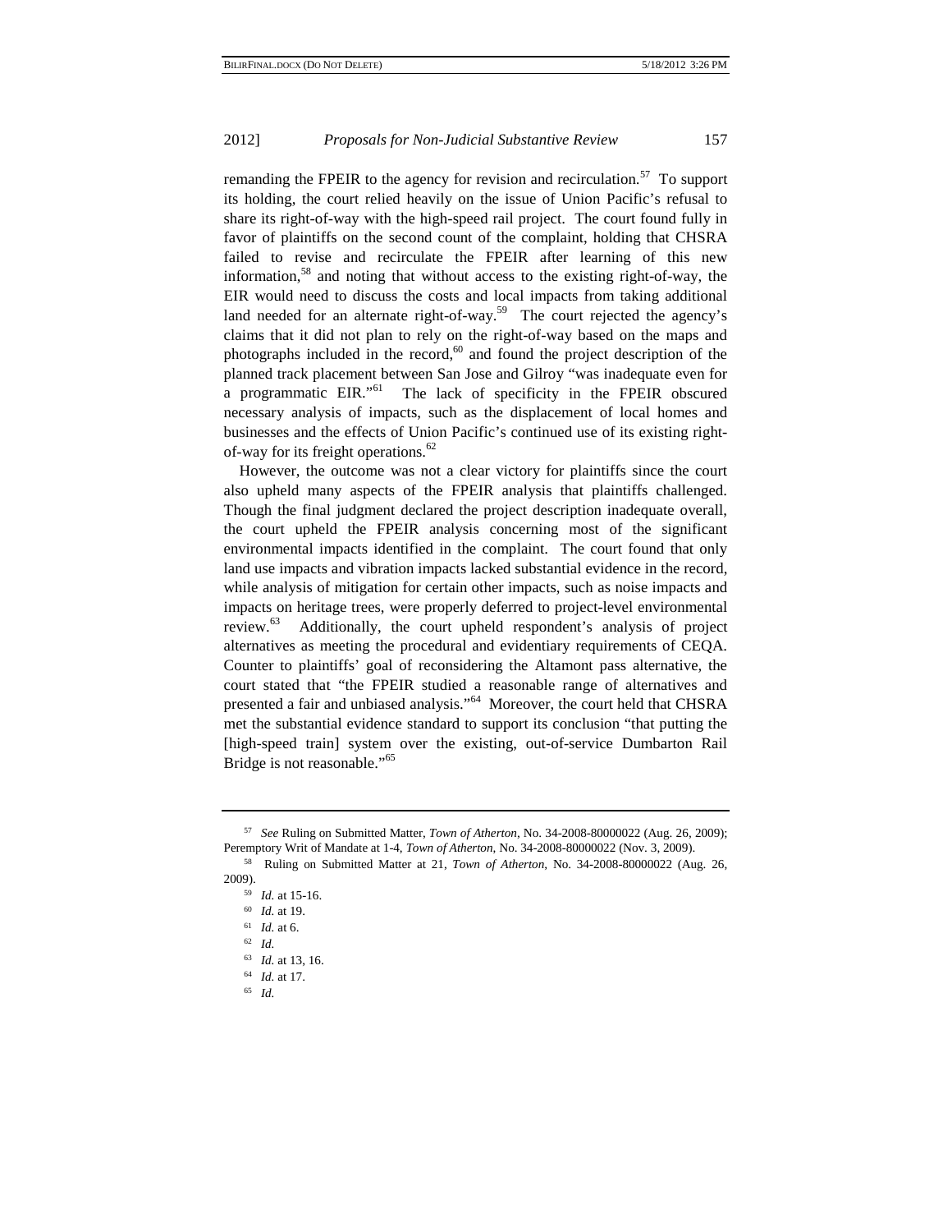remanding the FPEIR to the agency for revision and recirculation.[57] To support its holding, the court relied heavily on the issue of Union Pacific's refusal to share its right-of-way with the high-speed rail project. The court found fully in favor of plaintiffs on the second count of the complaint, holding that CHSRA failed to revise and recirculate the FPEIR after learning of this new information,[58] and noting that without access to the existing right-of-way, the EIR would need to discuss the costs and local impacts from taking additional land needed for an alternate right-of-way.[59] The court rejected the agency's claims that it did not plan to rely on the right-of-way based on the maps and photographs included in the record,[60] and found the project description of the planned track placement between San Jose and Gilroy "was inadequate even for a programmatic EIR."[61] The lack of specificity in the FPEIR obscured necessary analysis of impacts, such as the displacement of local homes and businesses and the effects of Union Pacific's continued use of its existing right-of-way for its freight operations.[62]

However, the outcome was not a clear victory for plaintiffs since the court also upheld many aspects of the FPEIR analysis that plaintiffs challenged. Though the final judgment declared the project description inadequate overall, the court upheld the FPEIR analysis concerning most of the significant environmental impacts identified in the complaint. The court found that only land use impacts and vibration impacts lacked substantial evidence in the record, while analysis of mitigation for certain other impacts, such as noise impacts and impacts on heritage trees, were properly deferred to project-level environmental review.[63] Additionally, the court upheld respondent's analysis of project alternatives as meeting the procedural and evidentiary requirements of CEQA. Counter to plaintiffs' goal of reconsidering the Altamont pass alternative, the court stated that "the FPEIR studied a reasonable range of alternatives and presented a fair and unbiased analysis."[64] Moreover, the court held that CHSRA met the substantial evidence standard to support its conclusion "that putting the [high-speed train] system over the existing, out-of-service Dumbarton Rail Bridge is not reasonable."[65]

---

[57] *See* Ruling on Submitted Matter, *Town of Atherton*, No. 34-2008-80000022 (Aug. 26, 2009); Peremptory Writ of Mandate at 1-4, *Town of Atherton*, No. 34-2008-80000022 (Nov. 3, 2009).

[58] Ruling on Submitted Matter at 21, *Town of Atherton*, No. 34-2008-80000022 (Aug. 26, 2009).

[59] *Id.* at 15-16.

[60] *Id.* at 19.

[61] *Id.* at 6.

[62] *Id.*

[63] *Id.* at 13, 16.

[64] *Id.* at 17.

[65] *Id.*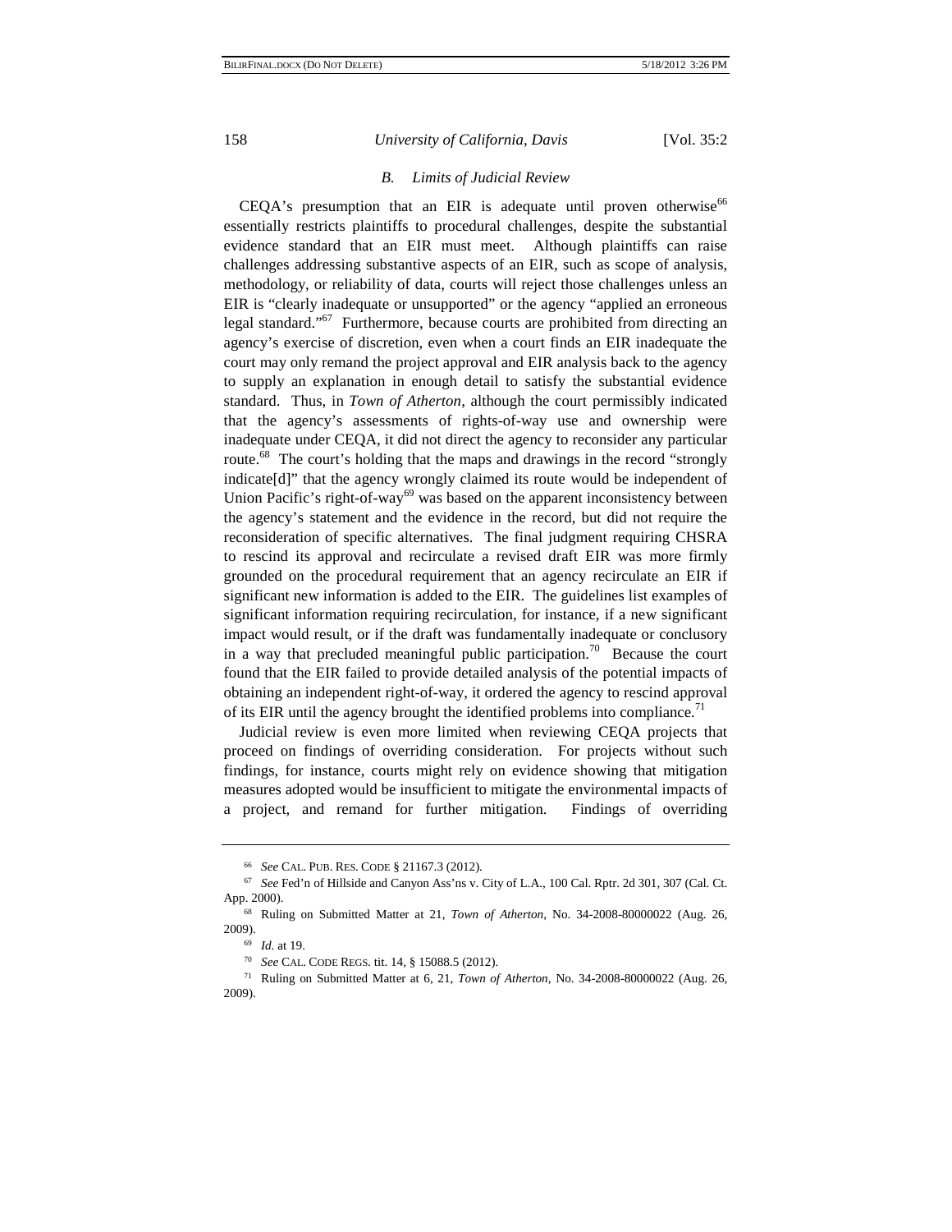### *B. Limits of Judicial Review*

CEQA's presumption that an EIR is adequate until proven otherwise[66] essentially restricts plaintiffs to procedural challenges, despite the substantial evidence standard that an EIR must meet. Although plaintiffs can raise challenges addressing substantive aspects of an EIR, such as scope of analysis, methodology, or reliability of data, courts will reject those challenges unless an EIR is "clearly inadequate or unsupported" or the agency "applied an erroneous legal standard."[67] Furthermore, because courts are prohibited from directing an agency's exercise of discretion, even when a court finds an EIR inadequate the court may only remand the project approval and EIR analysis back to the agency to supply an explanation in enough detail to satisfy the substantial evidence standard. Thus, in *Town of Atherton*, although the court permissibly indicated that the agency's assessments of rights-of-way use and ownership were inadequate under CEQA, it did not direct the agency to reconsider any particular route.[68] The court's holding that the maps and drawings in the record "strongly indicate[d]" that the agency wrongly claimed its route would be independent of Union Pacific's right-of-way[69] was based on the apparent inconsistency between the agency's statement and the evidence in the record, but did not require the reconsideration of specific alternatives. The final judgment requiring CHSRA to rescind its approval and recirculate a revised draft EIR was more firmly grounded on the procedural requirement that an agency recirculate an EIR if significant new information is added to the EIR. The guidelines list examples of significant information requiring recirculation, for instance, if a new significant impact would result, or if the draft was fundamentally inadequate or conclusory in a way that precluded meaningful public participation.[70] Because the court found that the EIR failed to provide detailed analysis of the potential impacts of obtaining an independent right-of-way, it ordered the agency to rescind approval of its EIR until the agency brought the identified problems into compliance.[71]

Judicial review is even more limited when reviewing CEQA projects that proceed on findings of overriding consideration. For projects without such findings, for instance, courts might rely on evidence showing that mitigation measures adopted would be insufficient to mitigate the environmental impacts of a project, and remand for further mitigation. Findings of overriding

---

[66] *See* CAL. PUB. RES. CODE § 21167.3 (2012).

[67] *See* Fed'n of Hillside and Canyon Ass'ns v. City of L.A., 100 Cal. Rptr. 2d 301, 307 (Cal. Ct. App. 2000).

[68] Ruling on Submitted Matter at 21, *Town of Atherton*, No. 34-2008-80000022 (Aug. 26, 2009).

[69] *Id.* at 19.

[70] *See* CAL. CODE REGS. tit. 14, § 15088.5 (2012).

[71] Ruling on Submitted Matter at 6, 21, *Town of Atherton*, No. 34-2008-80000022 (Aug. 26, 2009).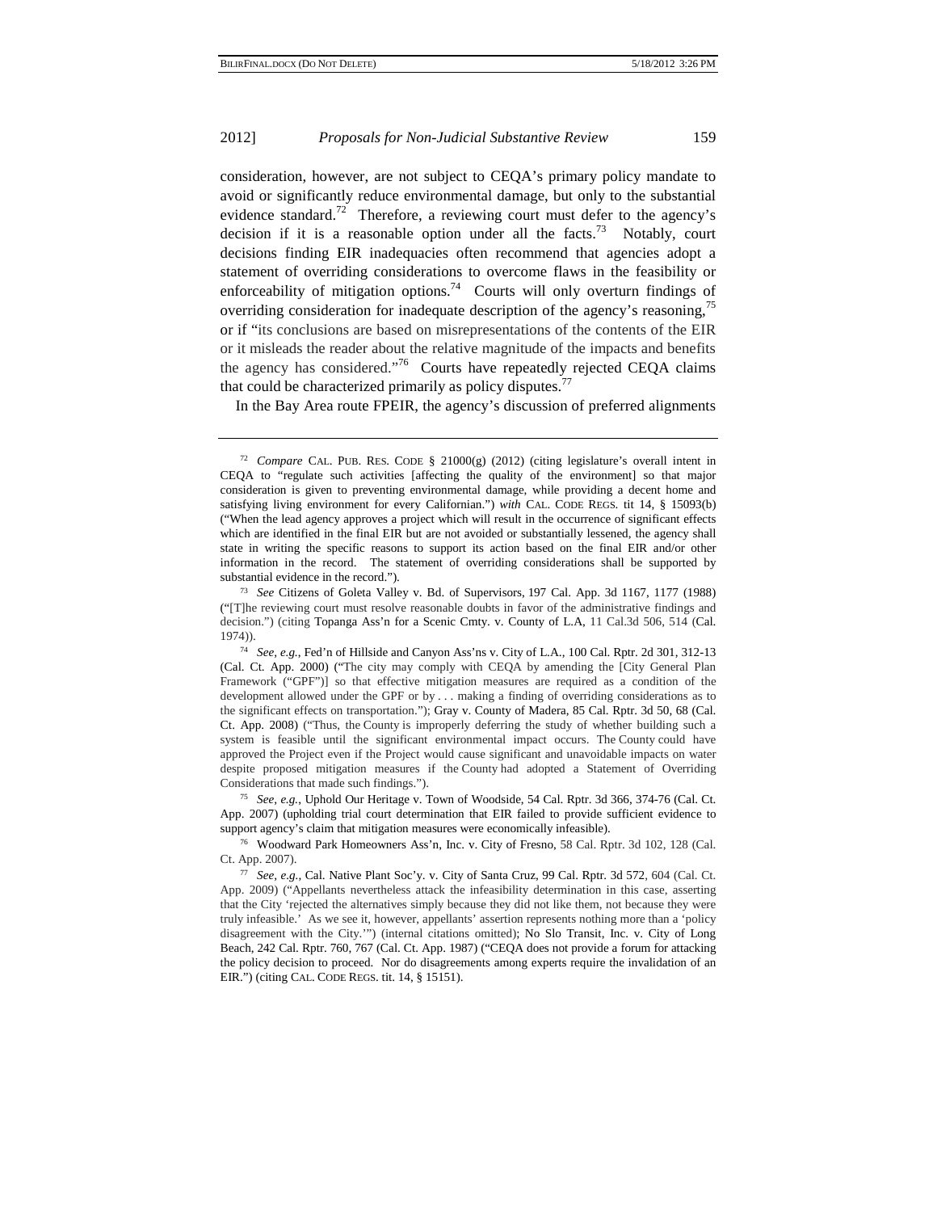consideration, however, are not subject to CEQA's primary policy mandate to avoid or significantly reduce environmental damage, but only to the substantial evidence standard.[72] Therefore, a reviewing court must defer to the agency's decision if it is a reasonable option under all the facts.[73] Notably, court decisions finding EIR inadequacies often recommend that agencies adopt a statement of overriding considerations to overcome flaws in the feasibility or enforceability of mitigation options.[74] Courts will only overturn findings of overriding consideration for inadequate description of the agency's reasoning,[75] or if "its conclusions are based on misrepresentations of the contents of the EIR or it misleads the reader about the relative magnitude of the impacts and benefits the agency has considered."[76] Courts have repeatedly rejected CEQA claims that could be characterized primarily as policy disputes.[77]

In the Bay Area route FPEIR, the agency's discussion of preferred alignments

---

[72] *Compare* CAL. PUB. RES. CODE § 21000(g) (2012) (citing legislature's overall intent in CEQA to "regulate such activities [affecting the quality of the environment] so that major consideration is given to preventing environmental damage, while providing a decent home and satisfying living environment for every Californian.") *with* CAL. CODE REGS. tit 14, § 15093(b) ("When the lead agency approves a project which will result in the occurrence of significant effects which are identified in the final EIR but are not avoided or substantially lessened, the agency shall state in writing the specific reasons to support its action based on the final EIR and/or other information in the record. The statement of overriding considerations shall be supported by substantial evidence in the record.").

[73] *See* Citizens of Goleta Valley v. Bd. of Supervisors, 197 Cal. App. 3d 1167, 1177 (1988) ("[T]he reviewing court must resolve reasonable doubts in favor of the administrative findings and decision.") (citing Topanga Ass'n for a Scenic Cmty. v. County of L.A, 11 Cal.3d 506, 514 (Cal. 1974)).

[74] *See, e.g.*, Fed'n of Hillside and Canyon Ass'ns v. City of L.A., 100 Cal. Rptr. 2d 301, 312-13 (Cal. Ct. App. 2000) ("The city may comply with CEQA by amending the [City General Plan Framework ("GPF")] so that effective mitigation measures are required as a condition of the development allowed under the GPF or by . . . making a finding of overriding considerations as to the significant effects on transportation."); Gray v. County of Madera, 85 Cal. Rptr. 3d 50, 68 (Cal. Ct. App. 2008) ("Thus, the County is improperly deferring the study of whether building such a system is feasible until the significant environmental impact occurs. The County could have approved the Project even if the Project would cause significant and unavoidable impacts on water despite proposed mitigation measures if the County had adopted a Statement of Overriding Considerations that made such findings.").

[75] *See, e.g.*, Uphold Our Heritage v. Town of Woodside, 54 Cal. Rptr. 3d 366, 374-76 (Cal. Ct. App. 2007) (upholding trial court determination that EIR failed to provide sufficient evidence to support agency's claim that mitigation measures were economically infeasible).

[76] Woodward Park Homeowners Ass'n, Inc. v. City of Fresno, 58 Cal. Rptr. 3d 102, 128 (Cal. Ct. App. 2007).

[77] *See, e.g.*, Cal. Native Plant Soc'y. v. City of Santa Cruz, 99 Cal. Rptr. 3d 572, 604 (Cal. Ct. App. 2009) ("Appellants nevertheless attack the infeasibility determination in this case, asserting that the City 'rejected the alternatives simply because they did not like them, not because they were truly infeasible.' As we see it, however, appellants' assertion represents nothing more than a 'policy disagreement with the City.'") (internal citations omitted); No Slo Transit, Inc. v. City of Long Beach, 242 Cal. Rptr. 760, 767 (Cal. Ct. App. 1987) ("CEQA does not provide a forum for attacking the policy decision to proceed. Nor do disagreements among experts require the invalidation of an EIR.") (citing CAL. CODE REGS. tit. 14, § 15151).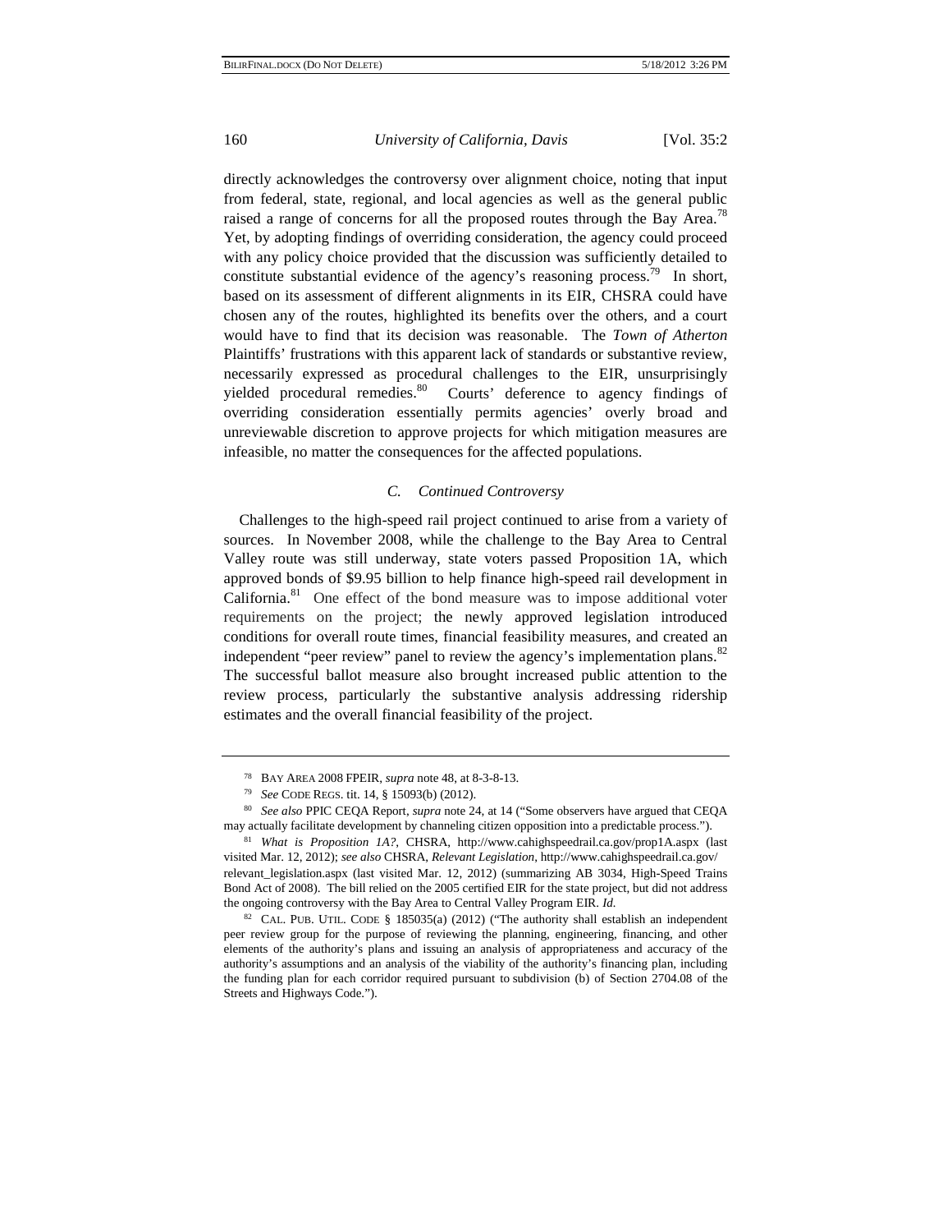directly acknowledges the controversy over alignment choice, noting that input from federal, state, regional, and local agencies as well as the general public raised a range of concerns for all the proposed routes through the Bay Area.[78] Yet, by adopting findings of overriding consideration, the agency could proceed with any policy choice provided that the discussion was sufficiently detailed to constitute substantial evidence of the agency's reasoning process.[79] In short, based on its assessment of different alignments in its EIR, CHSRA could have chosen any of the routes, highlighted its benefits over the others, and a court would have to find that its decision was reasonable. The *Town of Atherton* Plaintiffs' frustrations with this apparent lack of standards or substantive review, necessarily expressed as procedural challenges to the EIR, unsurprisingly yielded procedural remedies.[80] Courts' deference to agency findings of overriding consideration essentially permits agencies' overly broad and unreviewable discretion to approve projects for which mitigation measures are infeasible, no matter the consequences for the affected populations.

### *C. Continued Controversy*

Challenges to the high-speed rail project continued to arise from a variety of sources. In November 2008, while the challenge to the Bay Area to Central Valley route was still underway, state voters passed Proposition 1A, which approved bonds of $9.95 billion to help finance high-speed rail development in California.[81] One effect of the bond measure was to impose additional voter requirements on the project; the newly approved legislation introduced conditions for overall route times, financial feasibility measures, and created an independent "peer review" panel to review the agency's implementation plans.[82] The successful ballot measure also brought increased public attention to the review process, particularly the substantive analysis addressing ridership estimates and the overall financial feasibility of the project.

---

[78] BAY AREA 2008 FPEIR, *supra* note 48, at 8-3-8-13.

[79] *See* CODE REGS. tit. 14, § 15093(b) (2012).

[80] *See also* PPIC CEQA Report, *supra* note 24, at 14 ("Some observers have argued that CEQA may actually facilitate development by channeling citizen opposition into a predictable process.").

[81] *What is Proposition 1A?*, CHSRA, http://www.cahighspeedrail.ca.gov/prop1A.aspx (last visited Mar. 12, 2012); *see also* CHSRA, *Relevant Legislation*, http://www.cahighspeedrail.ca.gov/relevant_legislation.aspx (last visited Mar. 12, 2012) (summarizing AB 3034, High-Speed Trains Bond Act of 2008). The bill relied on the 2005 certified EIR for the state project, but did not address the ongoing controversy with the Bay Area to Central Valley Program EIR. *Id.*

[82] CAL. PUB. UTIL. CODE § 185035(a) (2012) ("The authority shall establish an independent peer review group for the purpose of reviewing the planning, engineering, financing, and other elements of the authority's plans and issuing an analysis of appropriateness and accuracy of the authority's assumptions and an analysis of the viability of the authority's financing plan, including the funding plan for each corridor required pursuant to subdivision (b) of Section 2704.08 of the Streets and Highways Code.").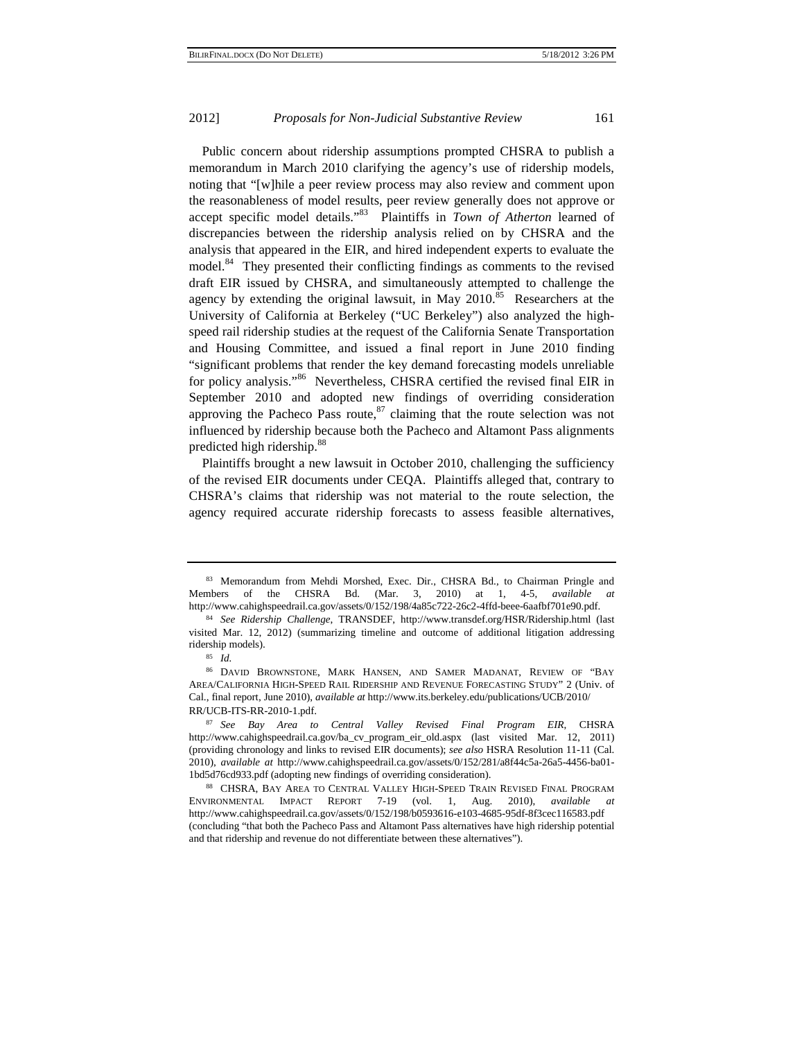Public concern about ridership assumptions prompted CHSRA to publish a memorandum in March 2010 clarifying the agency's use of ridership models, noting that "[w]hile a peer review process may also review and comment upon the reasonableness of model results, peer review generally does not approve or accept specific model details."[83] Plaintiffs in *Town of Atherton* learned of discrepancies between the ridership analysis relied on by CHSRA and the analysis that appeared in the EIR, and hired independent experts to evaluate the model.[84] They presented their conflicting findings as comments to the revised draft EIR issued by CHSRA, and simultaneously attempted to challenge the agency by extending the original lawsuit, in May 2010.[85] Researchers at the University of California at Berkeley ("UC Berkeley") also analyzed the high-speed rail ridership studies at the request of the California Senate Transportation and Housing Committee, and issued a final report in June 2010 finding "significant problems that render the key demand forecasting models unreliable for policy analysis."[86] Nevertheless, CHSRA certified the revised final EIR in September 2010 and adopted new findings of overriding consideration approving the Pacheco Pass route,[87] claiming that the route selection was not influenced by ridership because both the Pacheco and Altamont Pass alignments predicted high ridership.[88]

Plaintiffs brought a new lawsuit in October 2010, challenging the sufficiency of the revised EIR documents under CEQA. Plaintiffs alleged that, contrary to CHSRA's claims that ridership was not material to the route selection, the agency required accurate ridership forecasts to assess feasible alternatives,

---

[83] Memorandum from Mehdi Morshed, Exec. Dir., CHSRA Bd., to Chairman Pringle and Members of the CHSRA Bd. (Mar. 3, 2010) at 1, 4-5, *available at* http://www.cahighspeedrail.ca.gov/assets/0/152/198/4a85c722-26c2-4ffd-beee-6aafbf701e90.pdf.

[84] *See Ridership Challenge*, TRANSDEF, http://www.transdef.org/HSR/Ridership.html (last visited Mar. 12, 2012) (summarizing timeline and outcome of additional litigation addressing ridership models).

[85] *Id.*

[86] DAVID BROWNSTONE, MARK HANSEN, AND SAMER MADANAT, REVIEW OF "BAY AREA/CALIFORNIA HIGH-SPEED RAIL RIDERSHIP AND REVENUE FORECASTING STUDY" 2 (Univ. of Cal., final report, June 2010), *available at* http://www.its.berkeley.edu/publications/UCB/2010/RR/UCB-ITS-RR-2010-1.pdf.

[87] *See Bay Area to Central Valley Revised Final Program EIR*, CHSRA http://www.cahighspeedrail.ca.gov/ba_cv_program_eir_old.aspx (last visited Mar. 12, 2011) (providing chronology and links to revised EIR documents); *see also* HSRA Resolution 11-11 (Cal. 2010), *available at* http://www.cahighspeedrail.ca.gov/assets/0/152/281/a8f44c5a-26a5-4456-ba01-1bd5d76cd933.pdf (adopting new findings of overriding consideration).

[88] CHSRA, BAY AREA TO CENTRAL VALLEY HIGH-SPEED TRAIN REVISED FINAL PROGRAM ENVIRONMENTAL IMPACT REPORT 7-19 (vol. 1, Aug. 2010), *available at* http://www.cahighspeedrail.ca.gov/assets/0/152/198/b0593616-e103-4685-95df-8f3cec116583.pdf (concluding "that both the Pacheco Pass and Altamont Pass alternatives have high ridership potential and that ridership and revenue do not differentiate between these alternatives").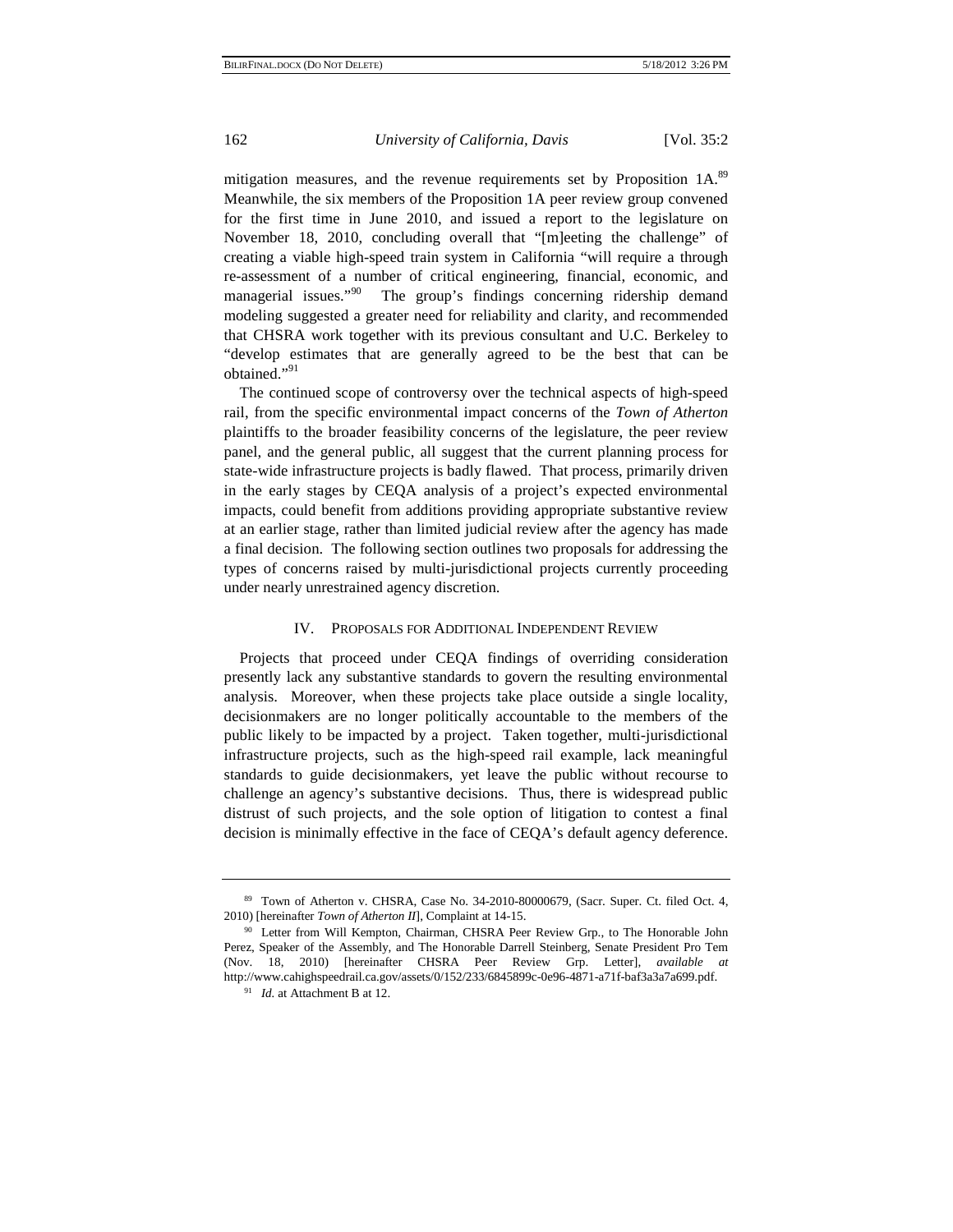mitigation measures, and the revenue requirements set by Proposition 1A.[89] Meanwhile, the six members of the Proposition 1A peer review group convened for the first time in June 2010, and issued a report to the legislature on November 18, 2010, concluding overall that "[m]eeting the challenge" of creating a viable high-speed train system in California "will require a through re-assessment of a number of critical engineering, financial, economic, and managerial issues."[90] The group's findings concerning ridership demand modeling suggested a greater need for reliability and clarity, and recommended that CHSRA work together with its previous consultant and U.C. Berkeley to "develop estimates that are generally agreed to be the best that can be obtained."[91]

The continued scope of controversy over the technical aspects of high-speed rail, from the specific environmental impact concerns of the *Town of Atherton* plaintiffs to the broader feasibility concerns of the legislature, the peer review panel, and the general public, all suggest that the current planning process for state-wide infrastructure projects is badly flawed. That process, primarily driven in the early stages by CEQA analysis of a project's expected environmental impacts, could benefit from additions providing appropriate substantive review at an earlier stage, rather than limited judicial review after the agency has made a final decision. The following section outlines two proposals for addressing the types of concerns raised by multi-jurisdictional projects currently proceeding under nearly unrestrained agency discretion.

## IV. PROPOSALS FOR ADDITIONAL INDEPENDENT REVIEW

Projects that proceed under CEQA findings of overriding consideration presently lack any substantive standards to govern the resulting environmental analysis. Moreover, when these projects take place outside a single locality, decisionmakers are no longer politically accountable to the members of the public likely to be impacted by a project. Taken together, multi-jurisdictional infrastructure projects, such as the high-speed rail example, lack meaningful standards to guide decisionmakers, yet leave the public without recourse to challenge an agency's substantive decisions. Thus, there is widespread public distrust of such projects, and the sole option of litigation to contest a final decision is minimally effective in the face of CEQA's default agency deference.

---

[89] Town of Atherton v. CHSRA, Case No. 34-2010-80000679, (Sacr. Super. Ct. filed Oct. 4, 2010) [hereinafter *Town of Atherton II*], Complaint at 14-15.

[90] Letter from Will Kempton, Chairman, CHSRA Peer Review Grp., to The Honorable John Perez, Speaker of the Assembly, and The Honorable Darrell Steinberg, Senate President Pro Tem (Nov. 18, 2010) [hereinafter CHSRA Peer Review Grp. Letter], *available at* http://www.cahighspeedrail.ca.gov/assets/0/152/233/6845899c-0e96-4871-a71f-baf3a3a7a699.pdf.

[91] *Id.* at Attachment B at 12.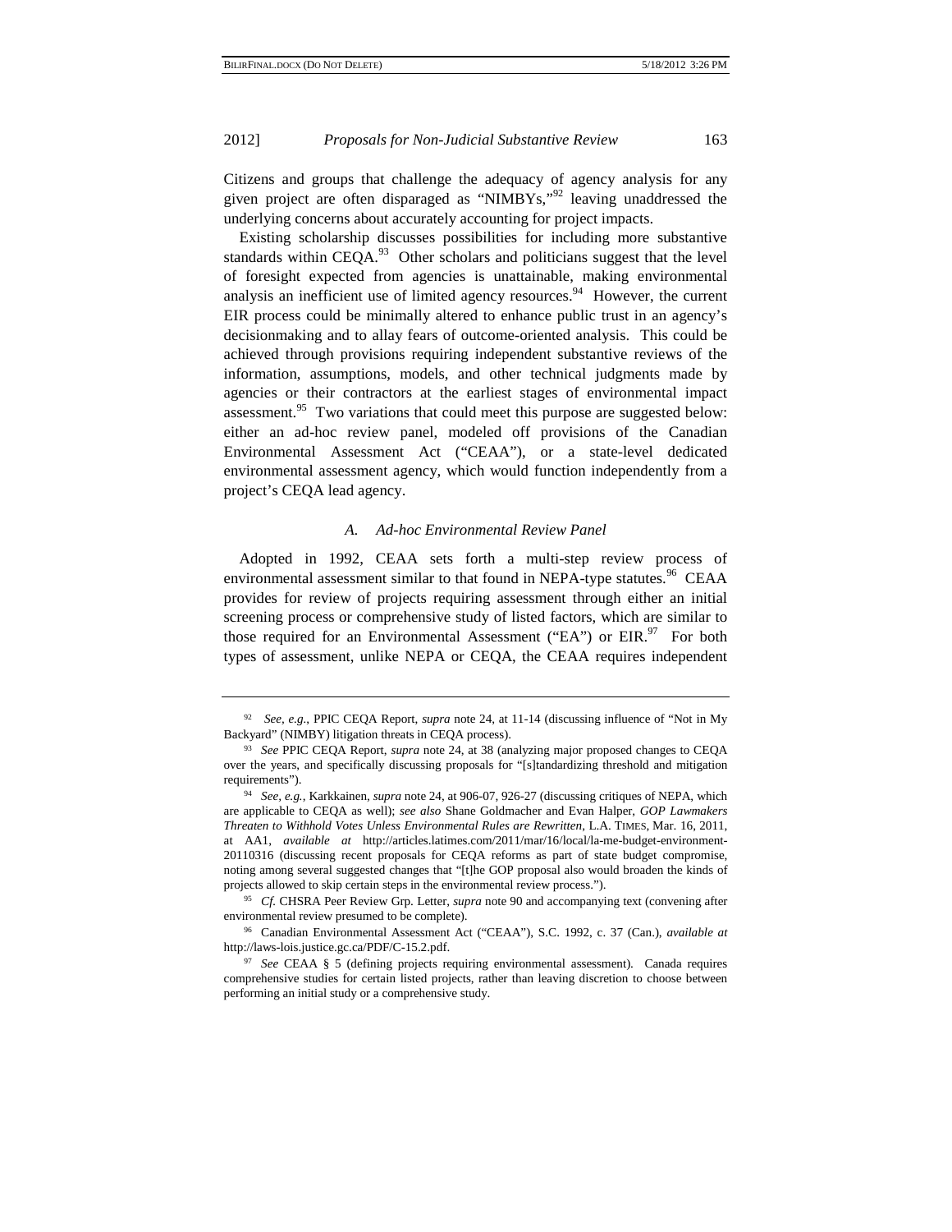Citizens and groups that challenge the adequacy of agency analysis for any given project are often disparaged as "NIMBYs,"[92] leaving unaddressed the underlying concerns about accurately accounting for project impacts.

Existing scholarship discusses possibilities for including more substantive standards within CEQA.[93] Other scholars and politicians suggest that the level of foresight expected from agencies is unattainable, making environmental analysis an inefficient use of limited agency resources.[94] However, the current EIR process could be minimally altered to enhance public trust in an agency's decisionmaking and to allay fears of outcome-oriented analysis. This could be achieved through provisions requiring independent substantive reviews of the information, assumptions, models, and other technical judgments made by agencies or their contractors at the earliest stages of environmental impact assessment.[95] Two variations that could meet this purpose are suggested below: either an ad-hoc review panel, modeled off provisions of the Canadian Environmental Assessment Act ("CEAA"), or a state-level dedicated environmental assessment agency, which would function independently from a project's CEQA lead agency.

### *A. Ad-hoc Environmental Review Panel*

Adopted in 1992, CEAA sets forth a multi-step review process of environmental assessment similar to that found in NEPA-type statutes.[96] CEAA provides for review of projects requiring assessment through either an initial screening process or comprehensive study of listed factors, which are similar to those required for an Environmental Assessment ("EA") or EIR.[97] For both types of assessment, unlike NEPA or CEQA, the CEAA requires independent

---

[92] *See, e.g.*, PPIC CEQA Report, *supra* note 24, at 11-14 (discussing influence of "Not in My Backyard" (NIMBY) litigation threats in CEQA process).

[93] *See* PPIC CEQA Report, *supra* note 24, at 38 (analyzing major proposed changes to CEQA over the years, and specifically discussing proposals for "[s]tandardizing threshold and mitigation requirements").

[94] *See, e.g.*, Karkkainen, *supra* note 24, at 906-07, 926-27 (discussing critiques of NEPA, which are applicable to CEQA as well); *see also* Shane Goldmacher and Evan Halper, *GOP Lawmakers Threaten to Withhold Votes Unless Environmental Rules are Rewritten*, L.A. TIMES, Mar. 16, 2011, at AA1, *available at* http://articles.latimes.com/2011/mar/16/local/la-me-budget-environment-20110316 (discussing recent proposals for CEQA reforms as part of state budget compromise, noting among several suggested changes that "[t]he GOP proposal also would broaden the kinds of projects allowed to skip certain steps in the environmental review process.").

[95] *Cf.* CHSRA Peer Review Grp. Letter, *supra* note 90 and accompanying text (convening after environmental review presumed to be complete).

[96] Canadian Environmental Assessment Act ("CEAA"), S.C. 1992, c. 37 (Can.), *available at* http://laws-lois.justice.gc.ca/PDF/C-15.2.pdf.

[97] *See* CEAA § 5 (defining projects requiring environmental assessment). Canada requires comprehensive studies for certain listed projects, rather than leaving discretion to choose between performing an initial study or a comprehensive study.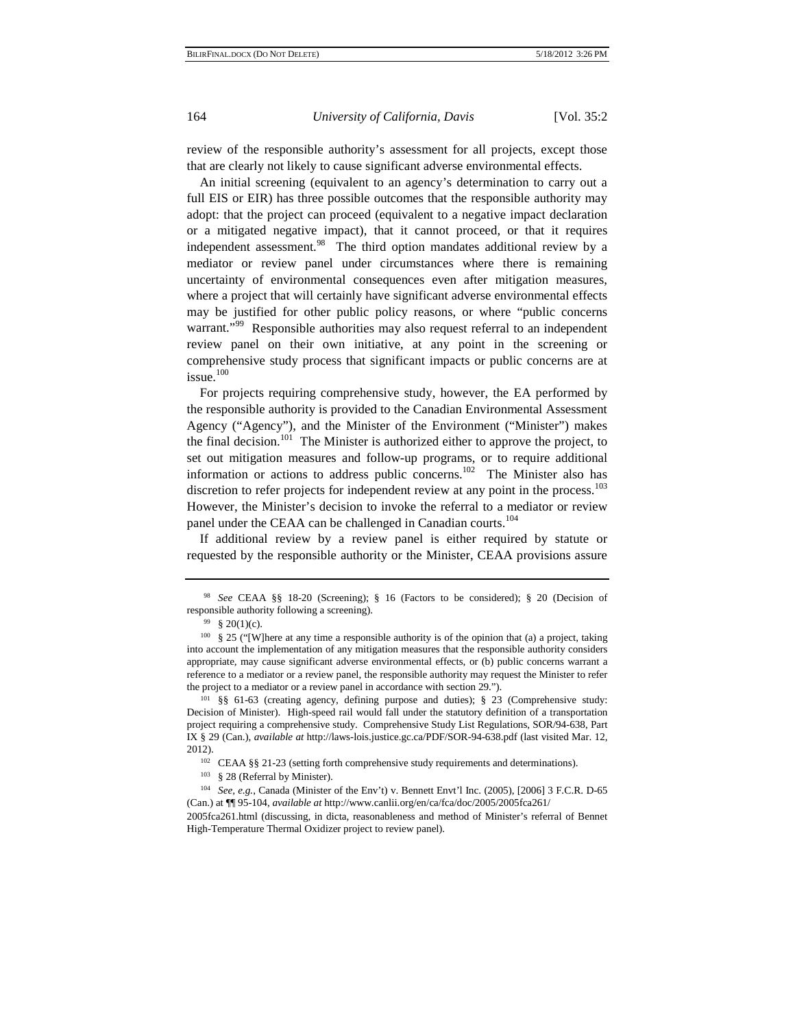review of the responsible authority's assessment for all projects, except those that are clearly not likely to cause significant adverse environmental effects.

An initial screening (equivalent to an agency's determination to carry out a full EIS or EIR) has three possible outcomes that the responsible authority may adopt: that the project can proceed (equivalent to a negative impact declaration or a mitigated negative impact), that it cannot proceed, or that it requires independent assessment.[98] The third option mandates additional review by a mediator or review panel under circumstances where there is remaining uncertainty of environmental consequences even after mitigation measures, where a project that will certainly have significant adverse environmental effects may be justified for other public policy reasons, or where "public concerns warrant."[99] Responsible authorities may also request referral to an independent review panel on their own initiative, at any point in the screening or comprehensive study process that significant impacts or public concerns are at issue.[100]

For projects requiring comprehensive study, however, the EA performed by the responsible authority is provided to the Canadian Environmental Assessment Agency ("Agency"), and the Minister of the Environment ("Minister") makes the final decision.[101] The Minister is authorized either to approve the project, to set out mitigation measures and follow-up programs, or to require additional information or actions to address public concerns.[102] The Minister also has discretion to refer projects for independent review at any point in the process.[103] However, the Minister's decision to invoke the referral to a mediator or review panel under the CEAA can be challenged in Canadian courts.[104]

If additional review by a review panel is either required by statute or requested by the responsible authority or the Minister, CEAA provisions assure

---

[98] *See* CEAA §§ 18-20 (Screening); § 16 (Factors to be considered); § 20 (Decision of responsible authority following a screening).

[99] § 20(1)(c).

[100] § 25 ("[W]here at any time a responsible authority is of the opinion that (a) a project, taking into account the implementation of any mitigation measures that the responsible authority considers appropriate, may cause significant adverse environmental effects, or (b) public concerns warrant a reference to a mediator or a review panel, the responsible authority may request the Minister to refer the project to a mediator or a review panel in accordance with section 29.").

[101] §§ 61-63 (creating agency, defining purpose and duties); § 23 (Comprehensive study: Decision of Minister). High-speed rail would fall under the statutory definition of a transportation project requiring a comprehensive study. Comprehensive Study List Regulations, SOR/94-638, Part IX § 29 (Can.), *available at* http://laws-lois.justice.gc.ca/PDF/SOR-94-638.pdf (last visited Mar. 12, 2012).

[102] CEAA §§ 21-23 (setting forth comprehensive study requirements and determinations).

[103] § 28 (Referral by Minister).

[104] *See, e.g.*, Canada (Minister of the Env't) v. Bennett Envt'l Inc. (2005), [2006] 3 F.C.R. D-65 (Can.) at ¶¶ 95-104, *available at* http://www.canlii.org/en/ca/fca/doc/2005/2005fca261/2005fca261.html (discussing, in dicta, reasonableness and method of Minister's referral of Bennet High-Temperature Thermal Oxidizer project to review panel).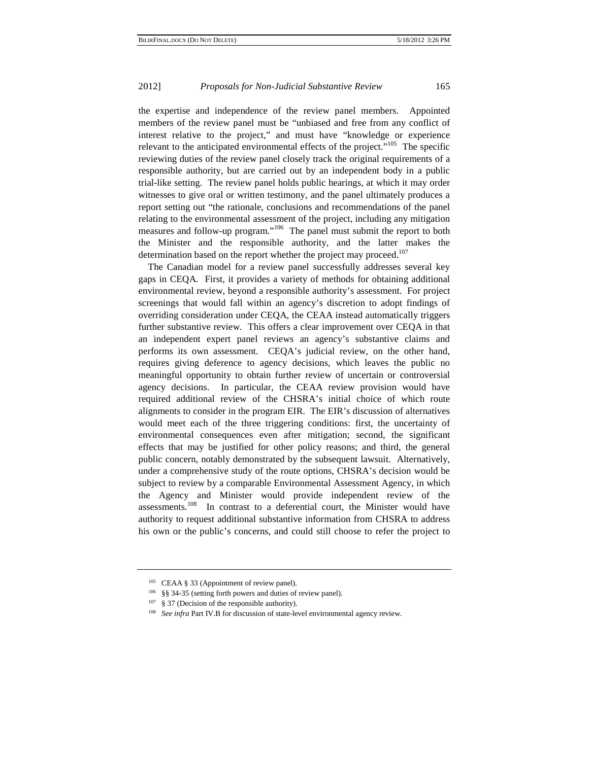the expertise and independence of the review panel members. Appointed members of the review panel must be "unbiased and free from any conflict of interest relative to the project," and must have "knowledge or experience relevant to the anticipated environmental effects of the project."[105] The specific reviewing duties of the review panel closely track the original requirements of a responsible authority, but are carried out by an independent body in a public trial-like setting. The review panel holds public hearings, at which it may order witnesses to give oral or written testimony, and the panel ultimately produces a report setting out "the rationale, conclusions and recommendations of the panel relating to the environmental assessment of the project, including any mitigation measures and follow-up program."[106] The panel must submit the report to both the Minister and the responsible authority, and the latter makes the determination based on the report whether the project may proceed.[107]

The Canadian model for a review panel successfully addresses several key gaps in CEQA. First, it provides a variety of methods for obtaining additional environmental review, beyond a responsible authority's assessment. For project screenings that would fall within an agency's discretion to adopt findings of overriding consideration under CEQA, the CEAA instead automatically triggers further substantive review. This offers a clear improvement over CEQA in that an independent expert panel reviews an agency's substantive claims and performs its own assessment. CEQA's judicial review, on the other hand, requires giving deference to agency decisions, which leaves the public no meaningful opportunity to obtain further review of uncertain or controversial agency decisions. In particular, the CEAA review provision would have required additional review of the CHSRA's initial choice of which route alignments to consider in the program EIR. The EIR's discussion of alternatives would meet each of the three triggering conditions: first, the uncertainty of environmental consequences even after mitigation; second, the significant effects that may be justified for other policy reasons; and third, the general public concern, notably demonstrated by the subsequent lawsuit. Alternatively, under a comprehensive study of the route options, CHSRA's decision would be subject to review by a comparable Environmental Assessment Agency, in which the Agency and Minister would provide independent review of the assessments.[108] In contrast to a deferential court, the Minister would have authority to request additional substantive information from CHSRA to address his own or the public's concerns, and could still choose to refer the project to

---

[105] CEAA § 33 (Appointment of review panel).

[106] §§ 34-35 (setting forth powers and duties of review panel).

[107] § 37 (Decision of the responsible authority).

[108] *See infra* Part IV.B for discussion of state-level environmental agency review.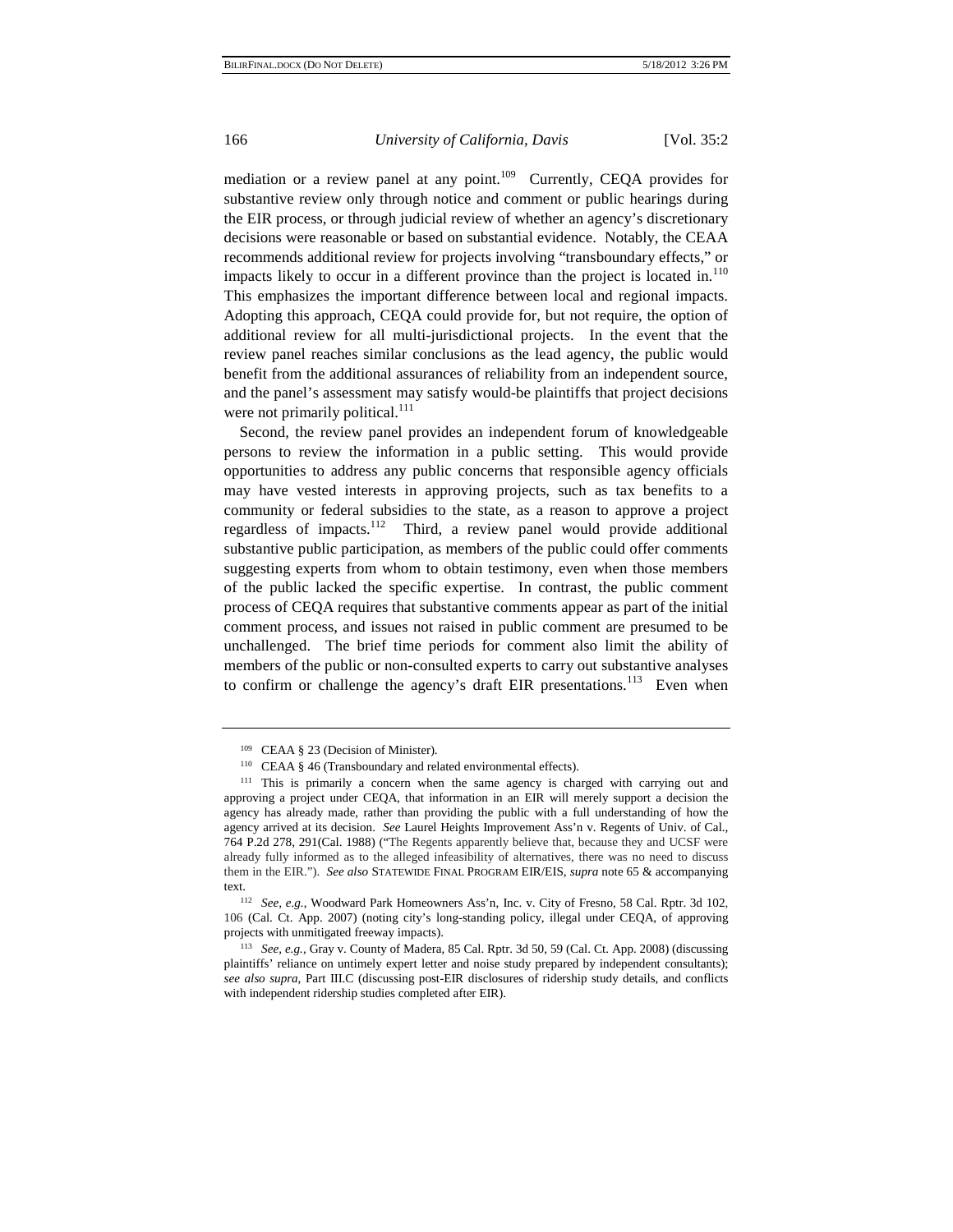mediation or a review panel at any point.[109] Currently, CEQA provides for substantive review only through notice and comment or public hearings during the EIR process, or through judicial review of whether an agency's discretionary decisions were reasonable or based on substantial evidence. Notably, the CEAA recommends additional review for projects involving "transboundary effects," or impacts likely to occur in a different province than the project is located in.[110] This emphasizes the important difference between local and regional impacts. Adopting this approach, CEQA could provide for, but not require, the option of additional review for all multi-jurisdictional projects. In the event that the review panel reaches similar conclusions as the lead agency, the public would benefit from the additional assurances of reliability from an independent source, and the panel's assessment may satisfy would-be plaintiffs that project decisions were not primarily political.[111]

Second, the review panel provides an independent forum of knowledgeable persons to review the information in a public setting. This would provide opportunities to address any public concerns that responsible agency officials may have vested interests in approving projects, such as tax benefits to a community or federal subsidies to the state, as a reason to approve a project regardless of impacts.[112] Third, a review panel would provide additional substantive public participation, as members of the public could offer comments suggesting experts from whom to obtain testimony, even when those members of the public lacked the specific expertise. In contrast, the public comment process of CEQA requires that substantive comments appear as part of the initial comment process, and issues not raised in public comment are presumed to be unchallenged. The brief time periods for comment also limit the ability of members of the public or non-consulted experts to carry out substantive analyses to confirm or challenge the agency's draft EIR presentations.[113] Even when

---

[109] CEAA § 23 (Decision of Minister).

[110] CEAA § 46 (Transboundary and related environmental effects).

[111] This is primarily a concern when the same agency is charged with carrying out and approving a project under CEQA, that information in an EIR will merely support a decision the agency has already made, rather than providing the public with a full understanding of how the agency arrived at its decision. *See* Laurel Heights Improvement Ass'n v. Regents of Univ. of Cal., 764 P.2d 278, 291(Cal. 1988) ("The Regents apparently believe that, because they and UCSF were already fully informed as to the alleged infeasibility of alternatives, there was no need to discuss them in the EIR."). *See also* STATEWIDE FINAL PROGRAM EIR/EIS, *supra* note 65 & accompanying text.

[112] *See, e.g.*, Woodward Park Homeowners Ass'n, Inc. v. City of Fresno, 58 Cal. Rptr. 3d 102, 106 (Cal. Ct. App. 2007) (noting city's long-standing policy, illegal under CEQA, of approving projects with unmitigated freeway impacts).

[113] *See, e.g.*, Gray v. County of Madera, 85 Cal. Rptr. 3d 50, 59 (Cal. Ct. App. 2008) (discussing plaintiffs' reliance on untimely expert letter and noise study prepared by independent consultants); *see also supra*, Part III.C (discussing post-EIR disclosures of ridership study details, and conflicts with independent ridership studies completed after EIR).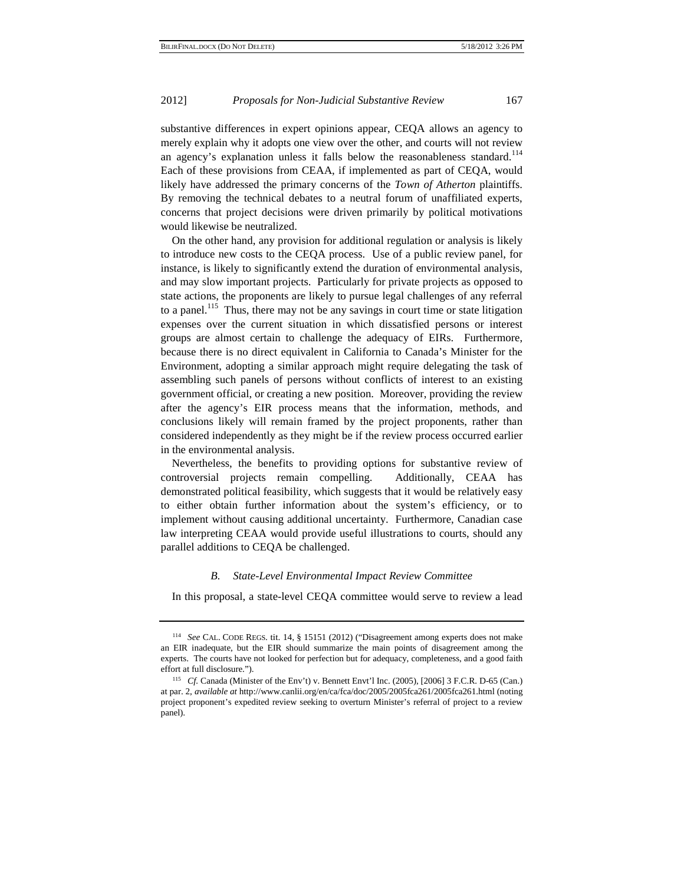substantive differences in expert opinions appear, CEQA allows an agency to merely explain why it adopts one view over the other, and courts will not review an agency's explanation unless it falls below the reasonableness standard.[114] Each of these provisions from CEAA, if implemented as part of CEQA, would likely have addressed the primary concerns of the *Town of Atherton* plaintiffs. By removing the technical debates to a neutral forum of unaffiliated experts, concerns that project decisions were driven primarily by political motivations would likewise be neutralized.

On the other hand, any provision for additional regulation or analysis is likely to introduce new costs to the CEQA process. Use of a public review panel, for instance, is likely to significantly extend the duration of environmental analysis, and may slow important projects. Particularly for private projects as opposed to state actions, the proponents are likely to pursue legal challenges of any referral to a panel.[115] Thus, there may not be any savings in court time or state litigation expenses over the current situation in which dissatisfied persons or interest groups are almost certain to challenge the adequacy of EIRs. Furthermore, because there is no direct equivalent in California to Canada's Minister for the Environment, adopting a similar approach might require delegating the task of assembling such panels of persons without conflicts of interest to an existing government official, or creating a new position. Moreover, providing the review after the agency's EIR process means that the information, methods, and conclusions likely will remain framed by the project proponents, rather than considered independently as they might be if the review process occurred earlier in the environmental analysis.

Nevertheless, the benefits to providing options for substantive review of controversial projects remain compelling. Additionally, CEAA has demonstrated political feasibility, which suggests that it would be relatively easy to either obtain further information about the system's efficiency, or to implement without causing additional uncertainty. Furthermore, Canadian case law interpreting CEAA would provide useful illustrations to courts, should any parallel additions to CEQA be challenged.

### *B. State-Level Environmental Impact Review Committee*

In this proposal, a state-level CEQA committee would serve to review a lead

---

[114] *See* CAL. CODE REGS. tit. 14, § 15151 (2012) ("Disagreement among experts does not make an EIR inadequate, but the EIR should summarize the main points of disagreement among the experts. The courts have not looked for perfection but for adequacy, completeness, and a good faith effort at full disclosure.").

[115] *Cf.* Canada (Minister of the Env't) v. Bennett Envt'l Inc. (2005), [2006] 3 F.C.R. D-65 (Can.) at par. 2, *available at* http://www.canlii.org/en/ca/fca/doc/2005/2005fca261/2005fca261.html (noting project proponent's expedited review seeking to overturn Minister's referral of project to a review panel).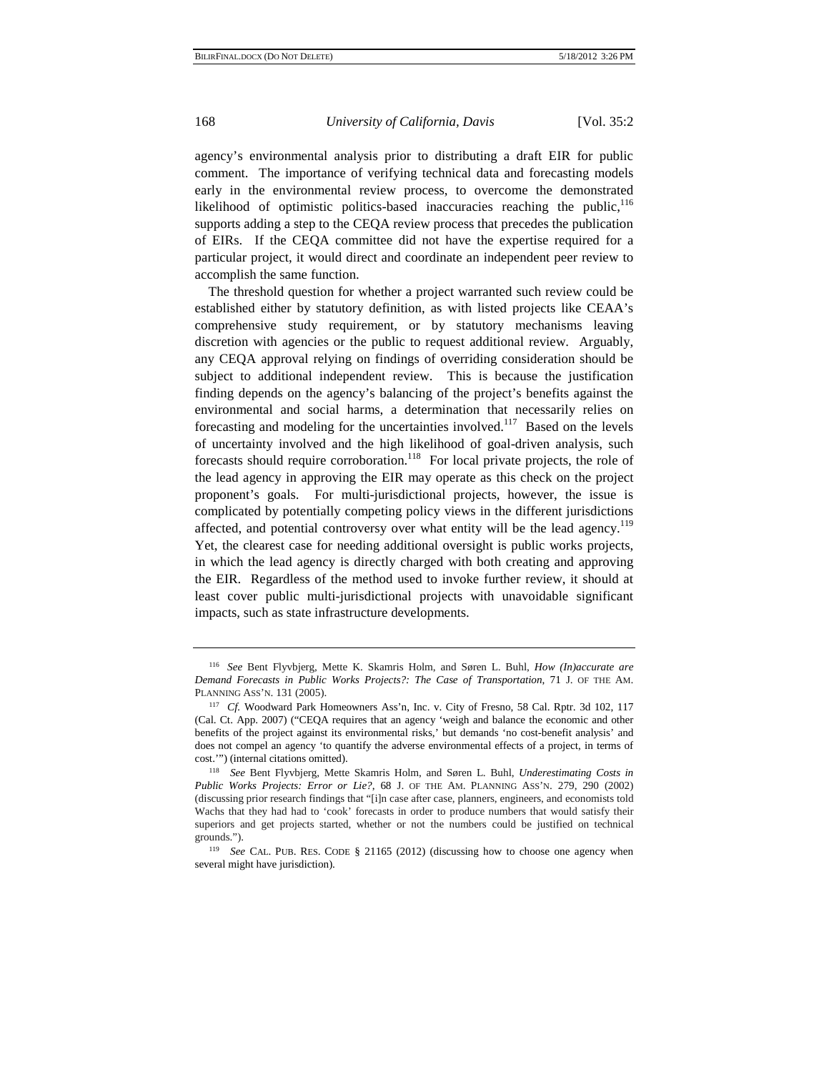agency's environmental analysis prior to distributing a draft EIR for public comment. The importance of verifying technical data and forecasting models early in the environmental review process, to overcome the demonstrated likelihood of optimistic politics-based inaccuracies reaching the public,[116] supports adding a step to the CEQA review process that precedes the publication of EIRs. If the CEQA committee did not have the expertise required for a particular project, it would direct and coordinate an independent peer review to accomplish the same function.

The threshold question for whether a project warranted such review could be established either by statutory definition, as with listed projects like CEAA's comprehensive study requirement, or by statutory mechanisms leaving discretion with agencies or the public to request additional review. Arguably, any CEQA approval relying on findings of overriding consideration should be subject to additional independent review. This is because the justification finding depends on the agency's balancing of the project's benefits against the environmental and social harms, a determination that necessarily relies on forecasting and modeling for the uncertainties involved.[117] Based on the levels of uncertainty involved and the high likelihood of goal-driven analysis, such forecasts should require corroboration.[118] For local private projects, the role of the lead agency in approving the EIR may operate as this check on the project proponent's goals. For multi-jurisdictional projects, however, the issue is complicated by potentially competing policy views in the different jurisdictions affected, and potential controversy over what entity will be the lead agency.[119] Yet, the clearest case for needing additional oversight is public works projects, in which the lead agency is directly charged with both creating and approving the EIR. Regardless of the method used to invoke further review, it should at least cover public multi-jurisdictional projects with unavoidable significant impacts, such as state infrastructure developments.

---

[116] *See* Bent Flyvbjerg, Mette K. Skamris Holm, and Søren L. Buhl, *How (In)accurate are Demand Forecasts in Public Works Projects?: The Case of Transportation*, 71 J. OF THE AM. PLANNING ASS'N. 131 (2005).

[117] *Cf.* Woodward Park Homeowners Ass'n, Inc. v. City of Fresno, 58 Cal. Rptr. 3d 102, 117 (Cal. Ct. App. 2007) ("CEQA requires that an agency 'weigh and balance the economic and other benefits of the project against its environmental risks,' but demands 'no cost-benefit analysis' and does not compel an agency 'to quantify the adverse environmental effects of a project, in terms of cost.'") (internal citations omitted).

[118] *See* Bent Flyvbjerg, Mette Skamris Holm, and Søren L. Buhl, *Underestimating Costs in Public Works Projects: Error or Lie?*, 68 J. OF THE AM. PLANNING ASS'N. 279, 290 (2002) (discussing prior research findings that "[i]n case after case, planners, engineers, and economists told Wachs that they had had to 'cook' forecasts in order to produce numbers that would satisfy their superiors and get projects started, whether or not the numbers could be justified on technical grounds.").

[119] *See* CAL. PUB. RES. CODE § 21165 (2012) (discussing how to choose one agency when several might have jurisdiction).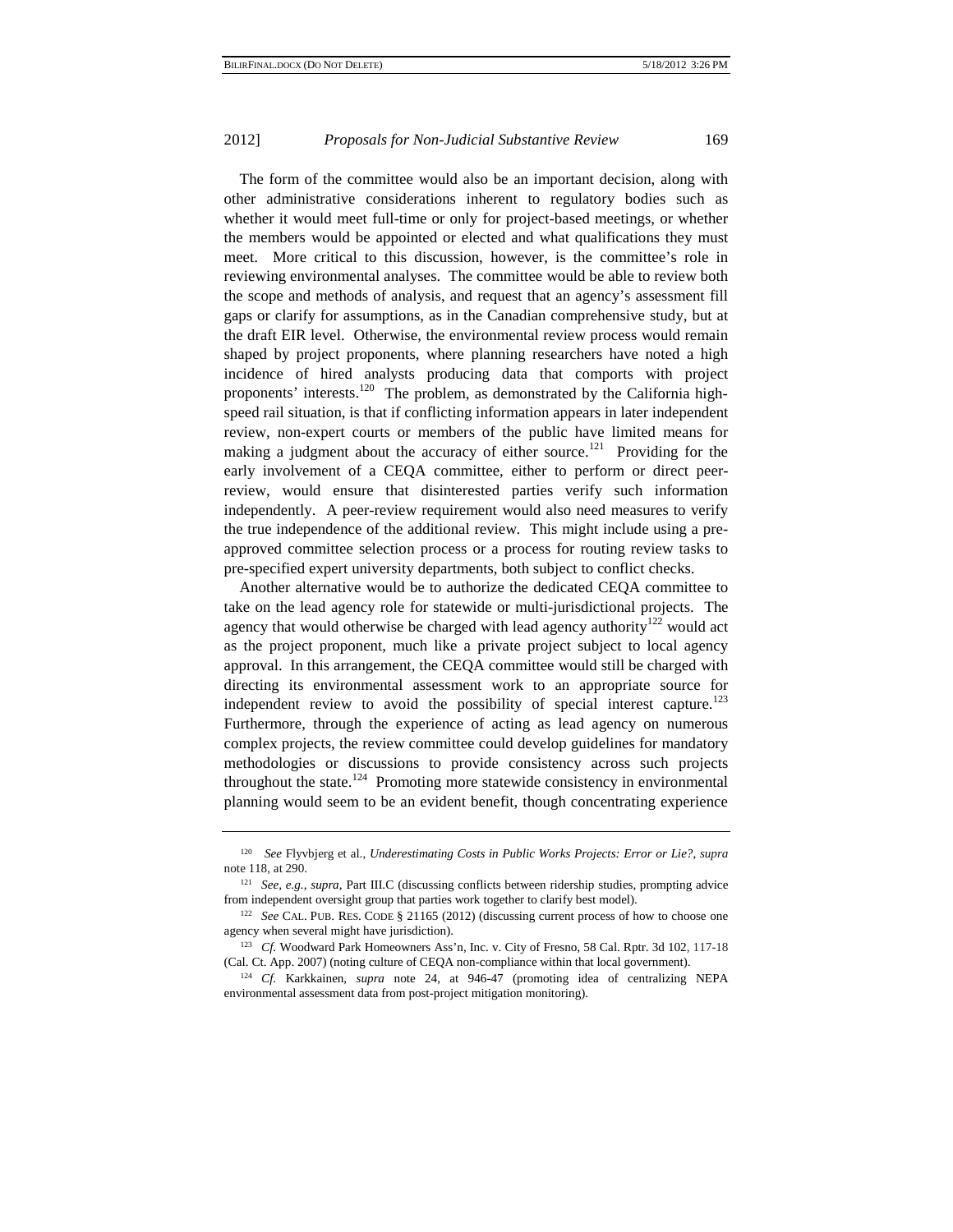The form of the committee would also be an important decision, along with other administrative considerations inherent to regulatory bodies such as whether it would meet full-time or only for project-based meetings, or whether the members would be appointed or elected and what qualifications they must meet. More critical to this discussion, however, is the committee's role in reviewing environmental analyses. The committee would be able to review both the scope and methods of analysis, and request that an agency's assessment fill gaps or clarify for assumptions, as in the Canadian comprehensive study, but at the draft EIR level. Otherwise, the environmental review process would remain shaped by project proponents, where planning researchers have noted a high incidence of hired analysts producing data that comports with project proponents' interests.[120] The problem, as demonstrated by the California high-speed rail situation, is that if conflicting information appears in later independent review, non-expert courts or members of the public have limited means for making a judgment about the accuracy of either source.[121] Providing for the early involvement of a CEQA committee, either to perform or direct peer-review, would ensure that disinterested parties verify such information independently. A peer-review requirement would also need measures to verify the true independence of the additional review. This might include using a pre-approved committee selection process or a process for routing review tasks to pre-specified expert university departments, both subject to conflict checks.

Another alternative would be to authorize the dedicated CEQA committee to take on the lead agency role for statewide or multi-jurisdictional projects. The agency that would otherwise be charged with lead agency authority[122] would act as the project proponent, much like a private project subject to local agency approval. In this arrangement, the CEQA committee would still be charged with directing its environmental assessment work to an appropriate source for independent review to avoid the possibility of special interest capture.[123] Furthermore, through the experience of acting as lead agency on numerous complex projects, the review committee could develop guidelines for mandatory methodologies or discussions to provide consistency across such projects throughout the state.[124] Promoting more statewide consistency in environmental planning would seem to be an evident benefit, though concentrating experience

---

[120] *See* Flyvbjerg et al., *Underestimating Costs in Public Works Projects: Error or Lie?*, *supra* note 118, at 290.

[121] *See, e.g.*, *supra*, Part III.C (discussing conflicts between ridership studies, prompting advice from independent oversight group that parties work together to clarify best model).

[122] *See* CAL. PUB. RES. CODE § 21165 (2012) (discussing current process of how to choose one agency when several might have jurisdiction).

[123] *Cf.* Woodward Park Homeowners Ass'n, Inc. v. City of Fresno, 58 Cal. Rptr. 3d 102, 117-18 (Cal. Ct. App. 2007) (noting culture of CEQA non-compliance within that local government).

[124] *Cf.* Karkkainen, *supra* note 24, at 946-47 (promoting idea of centralizing NEPA environmental assessment data from post-project mitigation monitoring).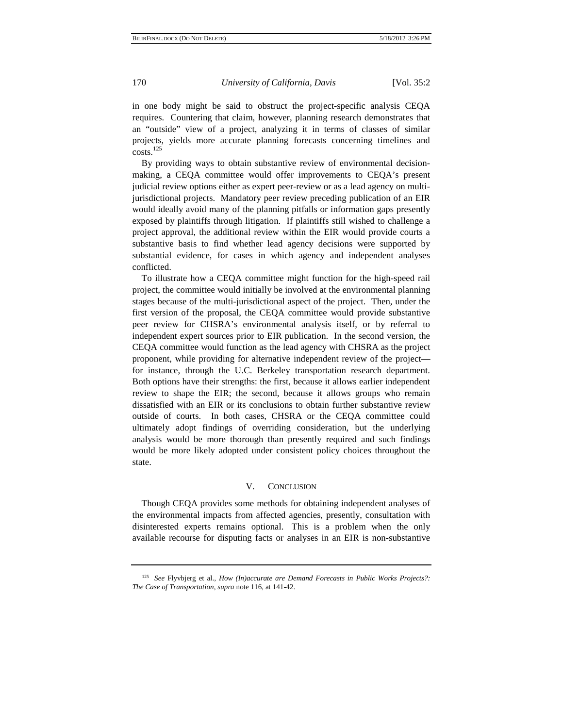in one body might be said to obstruct the project-specific analysis CEQA requires. Countering that claim, however, planning research demonstrates that an "outside" view of a project, analyzing it in terms of classes of similar projects, yields more accurate planning forecasts concerning timelines and costs.[125]

By providing ways to obtain substantive review of environmental decision-making, a CEQA committee would offer improvements to CEQA's present judicial review options either as expert peer-review or as a lead agency on multi-jurisdictional projects. Mandatory peer review preceding publication of an EIR would ideally avoid many of the planning pitfalls or information gaps presently exposed by plaintiffs through litigation. If plaintiffs still wished to challenge a project approval, the additional review within the EIR would provide courts a substantive basis to find whether lead agency decisions were supported by substantial evidence, for cases in which agency and independent analyses conflicted.

To illustrate how a CEQA committee might function for the high-speed rail project, the committee would initially be involved at the environmental planning stages because of the multi-jurisdictional aspect of the project. Then, under the first version of the proposal, the CEQA committee would provide substantive peer review for CHSRA's environmental analysis itself, or by referral to independent expert sources prior to EIR publication. In the second version, the CEQA committee would function as the lead agency with CHSRA as the project proponent, while providing for alternative independent review of the project—for instance, through the U.C. Berkeley transportation research department. Both options have their strengths: the first, because it allows earlier independent review to shape the EIR; the second, because it allows groups who remain dissatisfied with an EIR or its conclusions to obtain further substantive review outside of courts. In both cases, CHSRA or the CEQA committee could ultimately adopt findings of overriding consideration, but the underlying analysis would be more thorough than presently required and such findings would be more likely adopted under consistent policy choices throughout the state.

## V. CONCLUSION

Though CEQA provides some methods for obtaining independent analyses of the environmental impacts from affected agencies, presently, consultation with disinterested experts remains optional. This is a problem when the only available recourse for disputing facts or analyses in an EIR is non-substantive

[125] *See* Flyvbjerg et al., *How (In)accurate are Demand Forecasts in Public Works Projects?: The Case of Transportation*, *supra* note 116, at 141-42.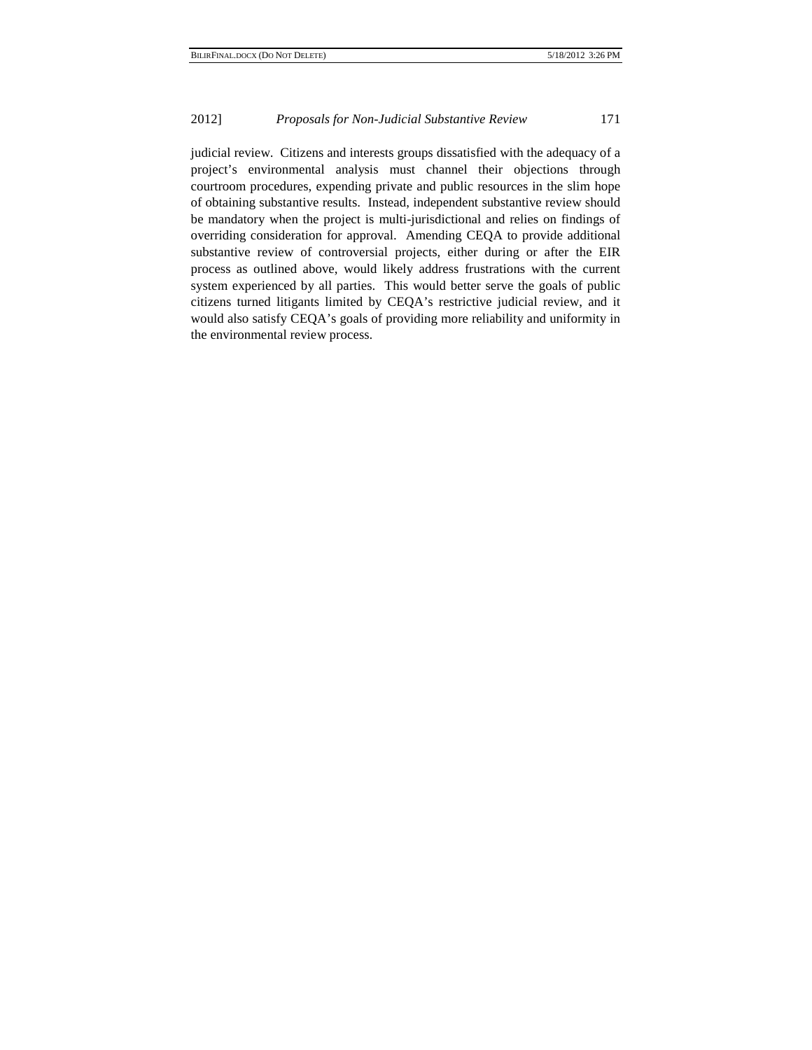judicial review. Citizens and interests groups dissatisfied with the adequacy of a project's environmental analysis must channel their objections through courtroom procedures, expending private and public resources in the slim hope of obtaining substantive results. Instead, independent substantive review should be mandatory when the project is multi-jurisdictional and relies on findings of overriding consideration for approval. Amending CEQA to provide additional substantive review of controversial projects, either during or after the EIR process as outlined above, would likely address frustrations with the current system experienced by all parties. This would better serve the goals of public citizens turned litigants limited by CEQA's restrictive judicial review, and it would also satisfy CEQA's goals of providing more reliability and uniformity in the environmental review process.